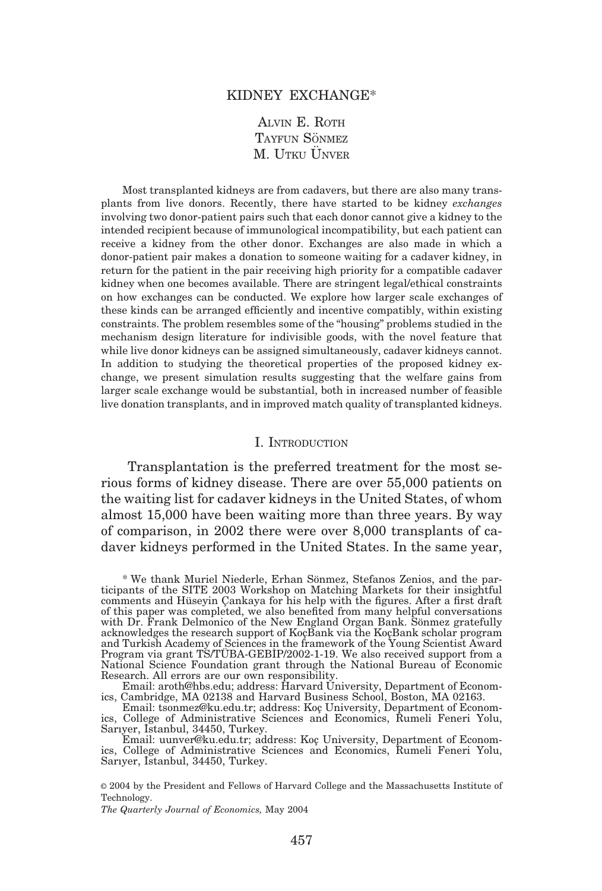# KIDNEY EXCHANGE*

Alvin E. Roth  
Tayfun Sönmez  
M. Utku Ünver

Most transplanted kidneys are from cadavers, but there are also many transplants from live donors. Recently, there have started to be kidney *exchanges* involving two donor-patient pairs such that each donor cannot give a kidney to the intended recipient because of immunological incompatibility, but each patient can receive a kidney from the other donor. Exchanges are also made in which a donor-patient pair makes a donation to someone waiting for a cadaver kidney, in return for the patient in the pair receiving high priority for a compatible cadaver kidney when one becomes available. There are stringent legal/ethical constraints on how exchanges can be conducted. We explore how larger scale exchanges of these kinds can be arranged efficiently and incentive compatibly, within existing constraints. The problem resembles some of the "housing" problems studied in the mechanism design literature for indivisible goods, with the novel feature that while live donor kidneys can be assigned simultaneously, cadaver kidneys cannot. In addition to studying the theoretical properties of the proposed kidney exchange, we present simulation results suggesting that the welfare gains from larger scale exchange would be substantial, both in increased number of feasible live donation transplants, and in improved match quality of transplanted kidneys.

## I. Introduction

Transplantation is the preferred treatment for the most serious forms of kidney disease. There are over 55,000 patients on the waiting list for cadaver kidneys in the United States, of whom almost 15,000 have been waiting more than three years. By way of comparison, in 2002 there were over 8,000 transplants of cadaver kidneys performed in the United States. In the same year,

\* We thank Muriel Niederle, Erhan Sönmez, Stefanos Zenios, and the participants of the SITE 2003 Workshop on Matching Markets for their insightful comments and Hüseyin Çankaya for his help with the figures. After a first draft of this paper was completed, we also benefited from many helpful conversations with Dr. Frank Delmonico of the New England Organ Bank. Sönmez gratefully acknowledges the research support of KoçBank via the KoçBank scholar program and Turkish Academy of Sciences in the framework of the Young Scientist Award Program via grant TS/TÜBA-GEBİP/2002-1-19. We also received support from a National Science Foundation grant through the National Bureau of Economic Research. All errors are our own responsibility.

Email: aroth@hbs.edu; address: Harvard University, Department of Economics, Cambridge, MA 02138 and Harvard Business School, Boston, MA 02163.

Email: tsonmez@ku.edu.tr; address: Koç University, Department of Economics, College of Administrative Sciences and Economics, Rumeli Feneri Yolu, Sarıyer, İstanbul, 34450, Turkey.

Email: uunver@ku.edu.tr; address: Koç University, Department of Economics, College of Administrative Sciences and Economics, Rumeli Feneri Yolu, Sarıyer, İstanbul, 34450, Turkey.

© 2004 by the President and Fellows of Harvard College and the Massachusetts Institute of Technology.

*The Quarterly Journal of Economics,* May 2004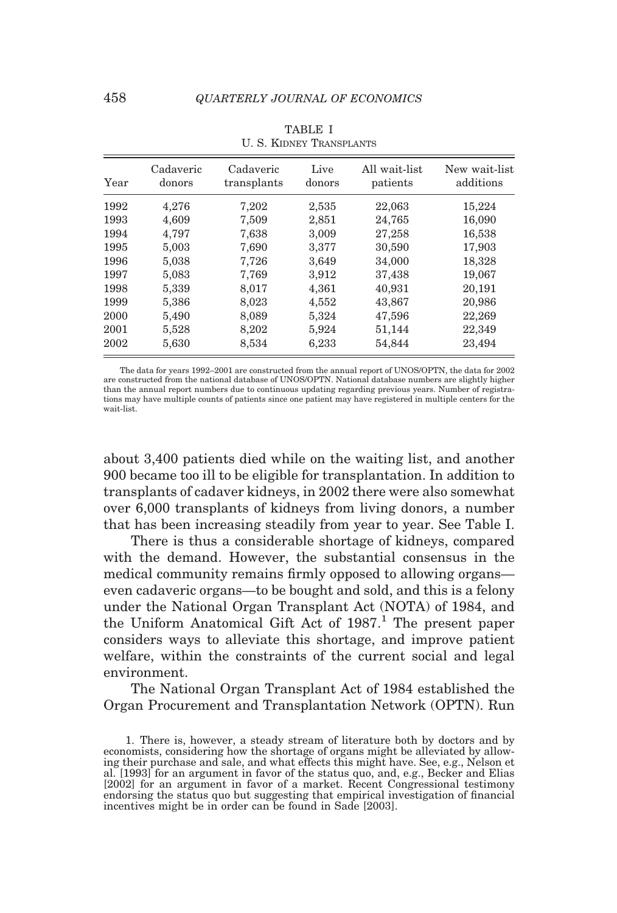TABLE I
U. S. KIDNEY TRANSPLANTS

| Year | Cadaveric donors | Cadaveric transplants | Live donors | All wait-list patients | New wait-list additions |
|---|---|---|---|---|---|
| 1992 | 4,276 | 7,202 | 2,535 | 22,063 | 15,224 |
| 1993 | 4,609 | 7,509 | 2,851 | 24,765 | 16,090 |
| 1994 | 4,797 | 7,638 | 3,009 | 27,258 | 16,538 |
| 1995 | 5,003 | 7,690 | 3,377 | 30,590 | 17,903 |
| 1996 | 5,038 | 7,726 | 3,649 | 34,000 | 18,328 |
| 1997 | 5,083 | 7,769 | 3,912 | 37,438 | 19,067 |
| 1998 | 5,339 | 8,017 | 4,361 | 40,931 | 20,191 |
| 1999 | 5,386 | 8,023 | 4,552 | 43,867 | 20,986 |
| 2000 | 5,490 | 8,089 | 5,324 | 47,596 | 22,269 |
| 2001 | 5,528 | 8,202 | 5,924 | 51,144 | 22,349 |
| 2002 | 5,630 | 8,534 | 6,233 | 54,844 | 23,494 |

The data for years 1992–2001 are constructed from the annual report of UNOS/OPTN, the data for 2002 are constructed from the national database of UNOS/OPTN. National database numbers are slightly higher than the annual report numbers due to continuous updating regarding previous years. Number of registrations may have multiple counts of patients since one patient may have registered in multiple centers for the wait-list.

about 3,400 patients died while on the waiting list, and another 900 became too ill to be eligible for transplantation. In addition to transplants of cadaver kidneys, in 2002 there were also somewhat over 6,000 transplants of kidneys from living donors, a number that has been increasing steadily from year to year. See Table I.

There is thus a considerable shortage of kidneys, compared with the demand. However, the substantial consensus in the medical community remains firmly opposed to allowing organs—even cadaveric organs—to be bought and sold, and this is a felony under the National Organ Transplant Act (NOTA) of 1984, and the Uniform Anatomical Gift Act of 1987.[1] The present paper considers ways to alleviate this shortage, and improve patient welfare, within the constraints of the current social and legal environment.

The National Organ Transplant Act of 1984 established the Organ Procurement and Transplantation Network (OPTN). Run

1. There is, however, a steady stream of literature both by doctors and by economists, considering how the shortage of organs might be alleviated by allowing their purchase and sale, and what effects this might have. See, e.g., Nelson et al. [1993] for an argument in favor of the status quo, and, e.g., Becker and Elias [2002] for an argument in favor of a market. Recent Congressional testimony endorsing the status quo but suggesting that empirical investigation of financial incentives might be in order can be found in Sade [2003].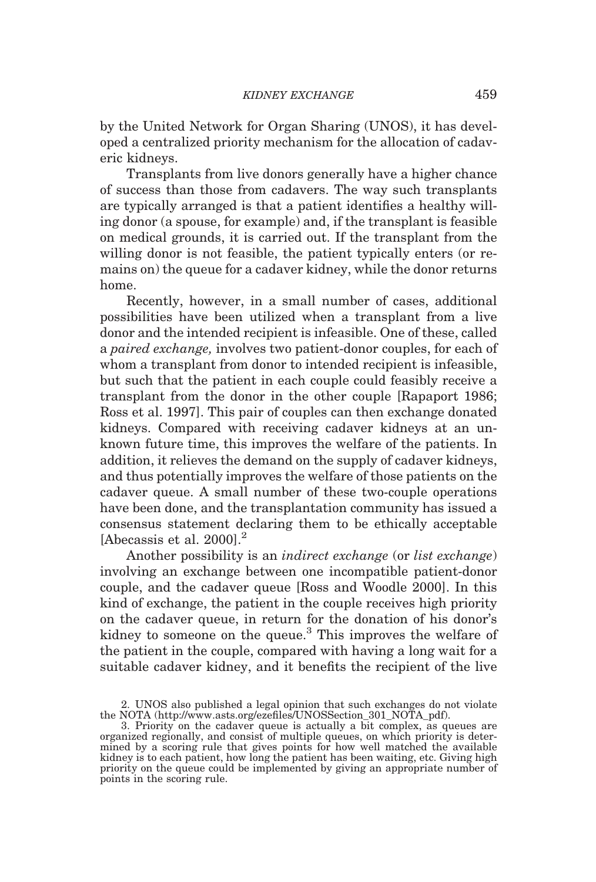by the United Network for Organ Sharing (UNOS), it has developed a centralized priority mechanism for the allocation of cadaveric kidneys.

Transplants from live donors generally have a higher chance of success than those from cadavers. The way such transplants are typically arranged is that a patient identifies a healthy willing donor (a spouse, for example) and, if the transplant is feasible on medical grounds, it is carried out. If the transplant from the willing donor is not feasible, the patient typically enters (or remains on) the queue for a cadaver kidney, while the donor returns home.

Recently, however, in a small number of cases, additional possibilities have been utilized when a transplant from a live donor and the intended recipient is infeasible. One of these, called a *paired exchange,* involves two patient-donor couples, for each of whom a transplant from donor to intended recipient is infeasible, but such that the patient in each couple could feasibly receive a transplant from the donor in the other couple [Rapaport 1986; Ross et al. 1997]. This pair of couples can then exchange donated kidneys. Compared with receiving cadaver kidneys at an unknown future time, this improves the welfare of the patients. In addition, it relieves the demand on the supply of cadaver kidneys, and thus potentially improves the welfare of those patients on the cadaver queue. A small number of these two-couple operations have been done, and the transplantation community has issued a consensus statement declaring them to be ethically acceptable [Abecassis et al. 2000].[2]

Another possibility is an *indirect exchange* (or *list exchange*) involving an exchange between one incompatible patient-donor couple, and the cadaver queue [Ross and Woodle 2000]. In this kind of exchange, the patient in the couple receives high priority on the cadaver queue, in return for the donation of his donor's kidney to someone on the queue.[3] This improves the welfare of the patient in the couple, compared with having a long wait for a suitable cadaver kidney, and it benefits the recipient of the live

2. UNOS also published a legal opinion that such exchanges do not violate the NOTA (http://www.asts.org/ezefiles/UNOSSection_301_NOTA_pdf).

3. Priority on the cadaver queue is actually a bit complex, as queues are organized regionally, and consist of multiple queues, on which priority is determined by a scoring rule that gives points for how well matched the available kidney is to each patient, how long the patient has been waiting, etc. Giving high priority on the queue could be implemented by giving an appropriate number of points in the scoring rule.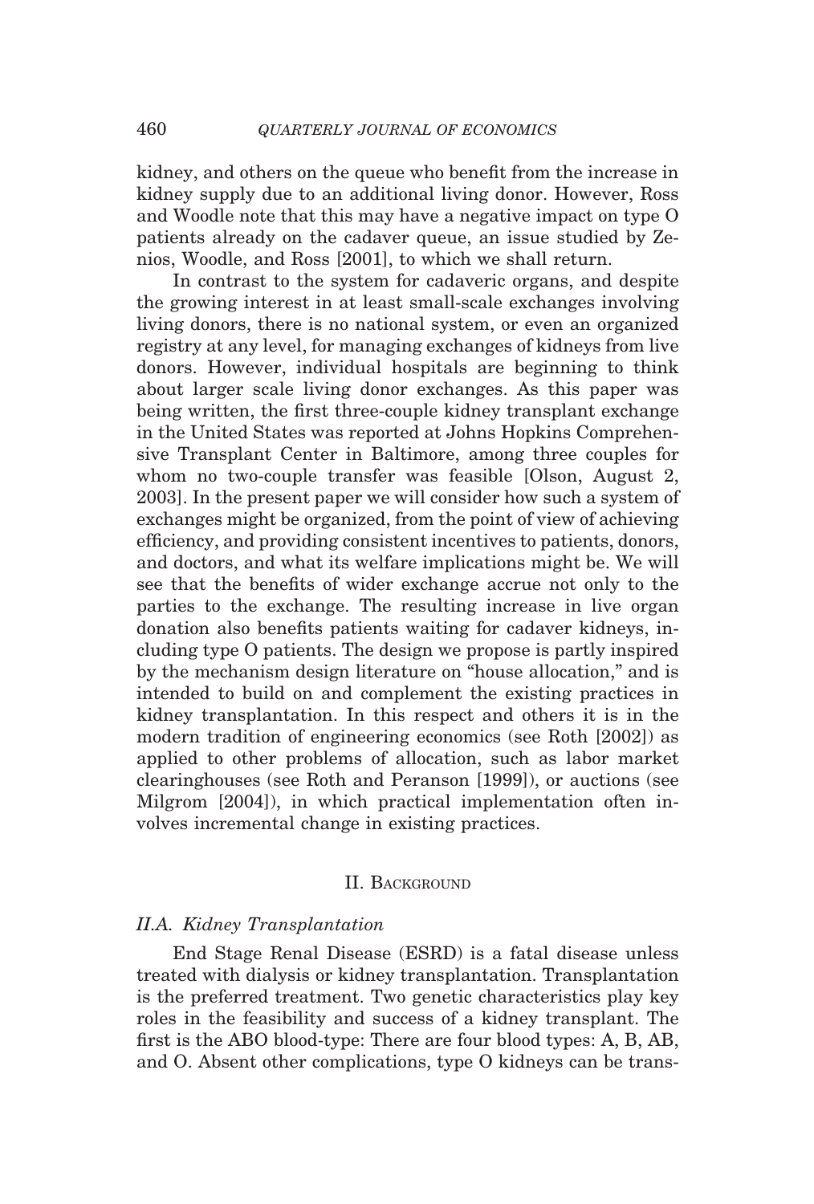kidney, and others on the queue who benefit from the increase in kidney supply due to an additional living donor. However, Ross and Woodle note that this may have a negative impact on type O patients already on the cadaver queue, an issue studied by Zenios, Woodle, and Ross [2001], to which we shall return.

In contrast to the system for cadaveric organs, and despite the growing interest in at least small-scale exchanges involving living donors, there is no national system, or even an organized registry at any level, for managing exchanges of kidneys from live donors. However, individual hospitals are beginning to think about larger scale living donor exchanges. As this paper was being written, the first three-couple kidney transplant exchange in the United States was reported at Johns Hopkins Comprehensive Transplant Center in Baltimore, among three couples for whom no two-couple transfer was feasible [Olson, August 2, 2003]. In the present paper we will consider how such a system of exchanges might be organized, from the point of view of achieving efficiency, and providing consistent incentives to patients, donors, and doctors, and what its welfare implications might be. We will see that the benefits of wider exchange accrue not only to the parties to the exchange. The resulting increase in live organ donation also benefits patients waiting for cadaver kidneys, including type O patients. The design we propose is partly inspired by the mechanism design literature on "house allocation," and is intended to build on and complement the existing practices in kidney transplantation. In this respect and others it is in the modern tradition of engineering economics (see Roth [2002]) as applied to other problems of allocation, such as labor market clearinghouses (see Roth and Peranson [1999]), or auctions (see Milgrom [2004]), in which practical implementation often involves incremental change in existing practices.

## II. Background

### *II.A. Kidney Transplantation*

End Stage Renal Disease (ESRD) is a fatal disease unless treated with dialysis or kidney transplantation. Transplantation is the preferred treatment. Two genetic characteristics play key roles in the feasibility and success of a kidney transplant. The first is the ABO blood-type: There are four blood types: A, B, AB, and O. Absent other complications, type O kidneys can be trans-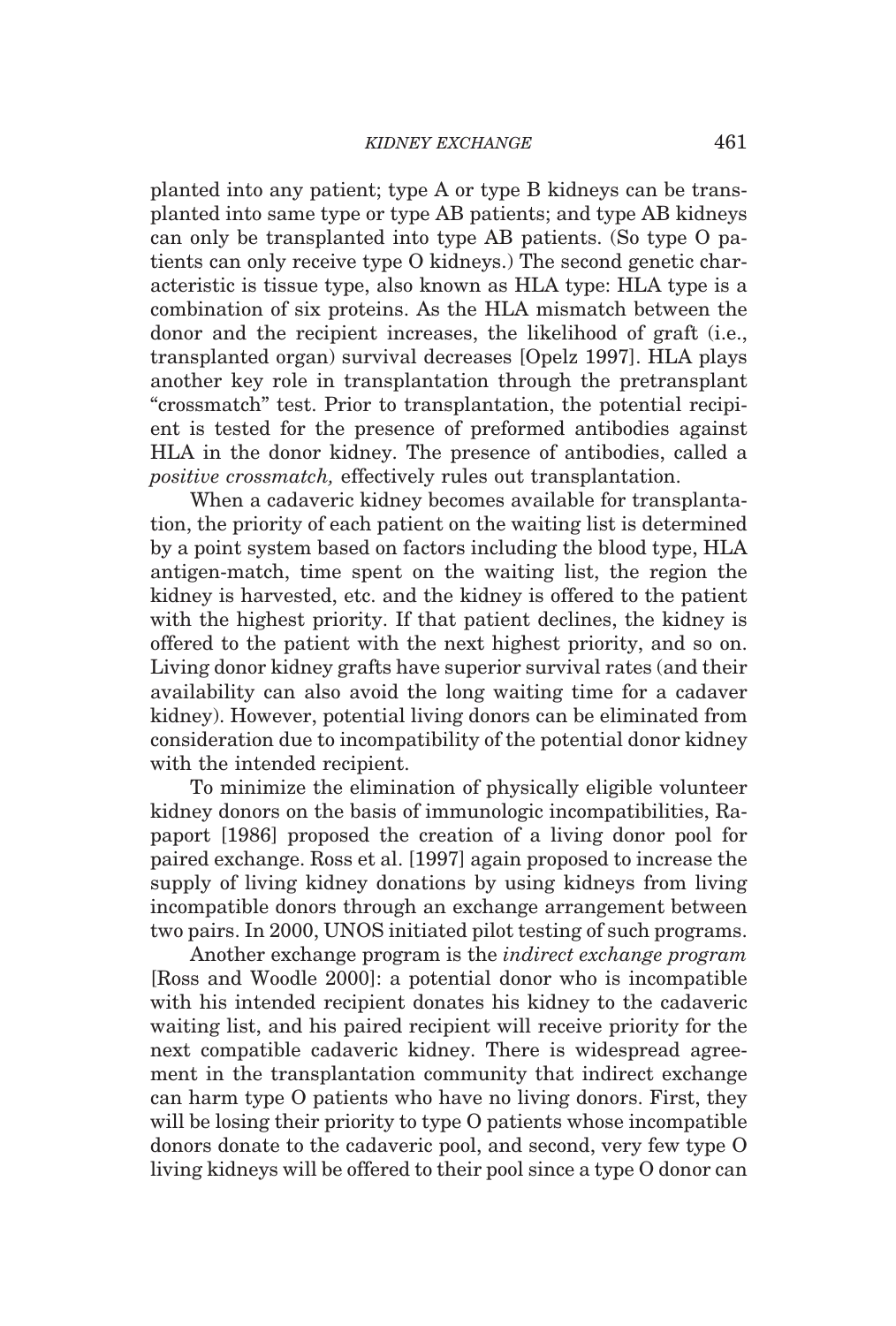planted into any patient; type A or type B kidneys can be transplanted into same type or type AB patients; and type AB kidneys can only be transplanted into type AB patients. (So type O patients can only receive type O kidneys.) The second genetic characteristic is tissue type, also known as HLA type: HLA type is a combination of six proteins. As the HLA mismatch between the donor and the recipient increases, the likelihood of graft (i.e., transplanted organ) survival decreases [Opelz 1997]. HLA plays another key role in transplantation through the pretransplant "crossmatch" test. Prior to transplantation, the potential recipient is tested for the presence of preformed antibodies against HLA in the donor kidney. The presence of antibodies, called a *positive crossmatch,* effectively rules out transplantation.

When a cadaveric kidney becomes available for transplantation, the priority of each patient on the waiting list is determined by a point system based on factors including the blood type, HLA antigen-match, time spent on the waiting list, the region the kidney is harvested, etc. and the kidney is offered to the patient with the highest priority. If that patient declines, the kidney is offered to the patient with the next highest priority, and so on. Living donor kidney grafts have superior survival rates (and their availability can also avoid the long waiting time for a cadaver kidney). However, potential living donors can be eliminated from consideration due to incompatibility of the potential donor kidney with the intended recipient.

To minimize the elimination of physically eligible volunteer kidney donors on the basis of immunologic incompatibilities, Rapaport [1986] proposed the creation of a living donor pool for paired exchange. Ross et al. [1997] again proposed to increase the supply of living kidney donations by using kidneys from living incompatible donors through an exchange arrangement between two pairs. In 2000, UNOS initiated pilot testing of such programs.

Another exchange program is the *indirect exchange program* [Ross and Woodle 2000]: a potential donor who is incompatible with his intended recipient donates his kidney to the cadaveric waiting list, and his paired recipient will receive priority for the next compatible cadaveric kidney. There is widespread agreement in the transplantation community that indirect exchange can harm type O patients who have no living donors. First, they will be losing their priority to type O patients whose incompatible donors donate to the cadaveric pool, and second, very few type O living kidneys will be offered to their pool since a type O donor can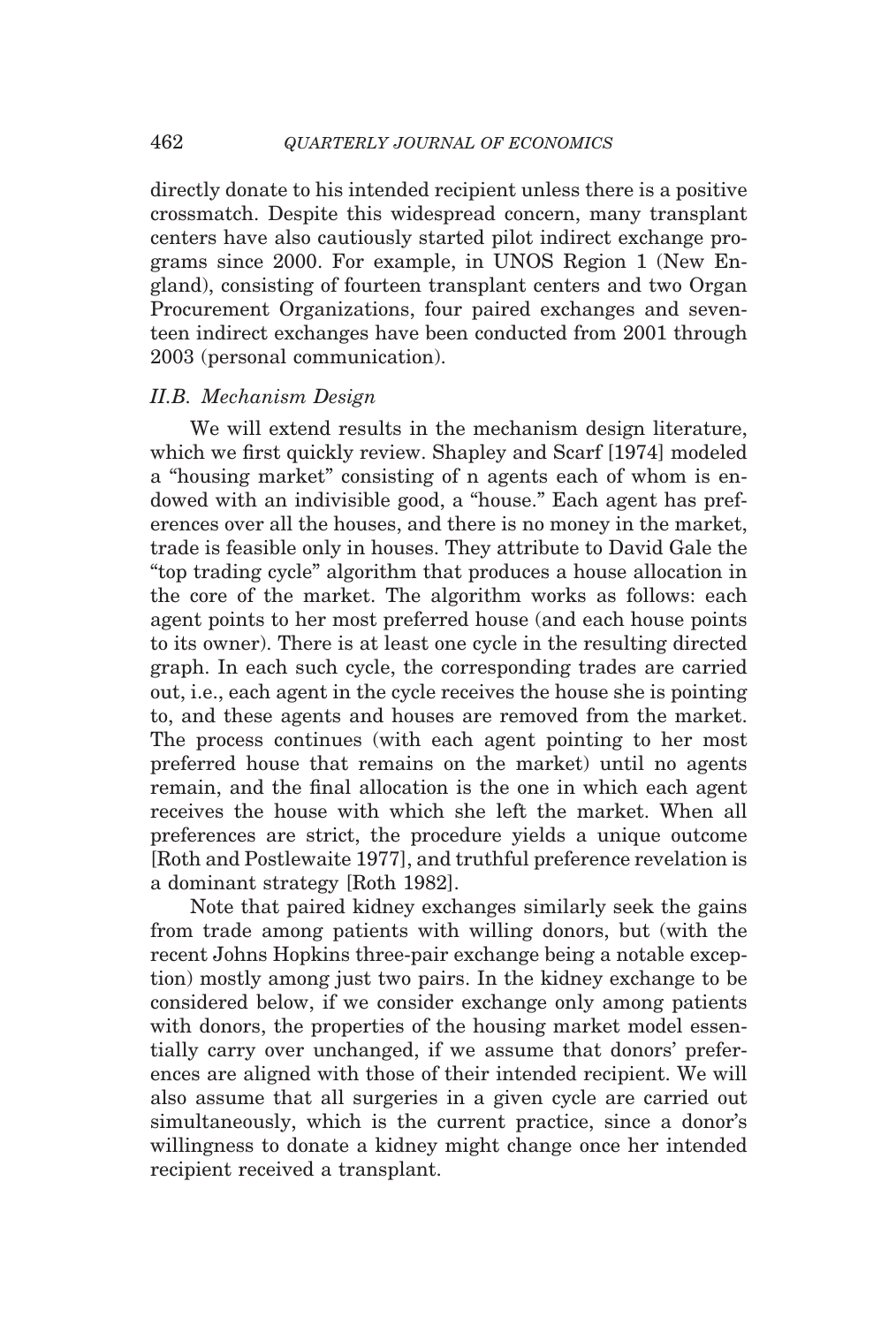directly donate to his intended recipient unless there is a positive crossmatch. Despite this widespread concern, many transplant centers have also cautiously started pilot indirect exchange programs since 2000. For example, in UNOS Region 1 (New England), consisting of fourteen transplant centers and two Organ Procurement Organizations, four paired exchanges and seventeen indirect exchanges have been conducted from 2001 through 2003 (personal communication).

### *II.B. Mechanism Design*

We will extend results in the mechanism design literature, which we first quickly review. Shapley and Scarf [1974] modeled a "housing market" consisting of n agents each of whom is endowed with an indivisible good, a "house." Each agent has preferences over all the houses, and there is no money in the market, trade is feasible only in houses. They attribute to David Gale the "top trading cycle" algorithm that produces a house allocation in the core of the market. The algorithm works as follows: each agent points to her most preferred house (and each house points to its owner). There is at least one cycle in the resulting directed graph. In each such cycle, the corresponding trades are carried out, i.e., each agent in the cycle receives the house she is pointing to, and these agents and houses are removed from the market. The process continues (with each agent pointing to her most preferred house that remains on the market) until no agents remain, and the final allocation is the one in which each agent receives the house with which she left the market. When all preferences are strict, the procedure yields a unique outcome [Roth and Postlewaite 1977], and truthful preference revelation is a dominant strategy [Roth 1982].

Note that paired kidney exchanges similarly seek the gains from trade among patients with willing donors, but (with the recent Johns Hopkins three-pair exchange being a notable exception) mostly among just two pairs. In the kidney exchange to be considered below, if we consider exchange only among patients with donors, the properties of the housing market model essentially carry over unchanged, if we assume that donors' preferences are aligned with those of their intended recipient. We will also assume that all surgeries in a given cycle are carried out simultaneously, which is the current practice, since a donor's willingness to donate a kidney might change once her intended recipient received a transplant.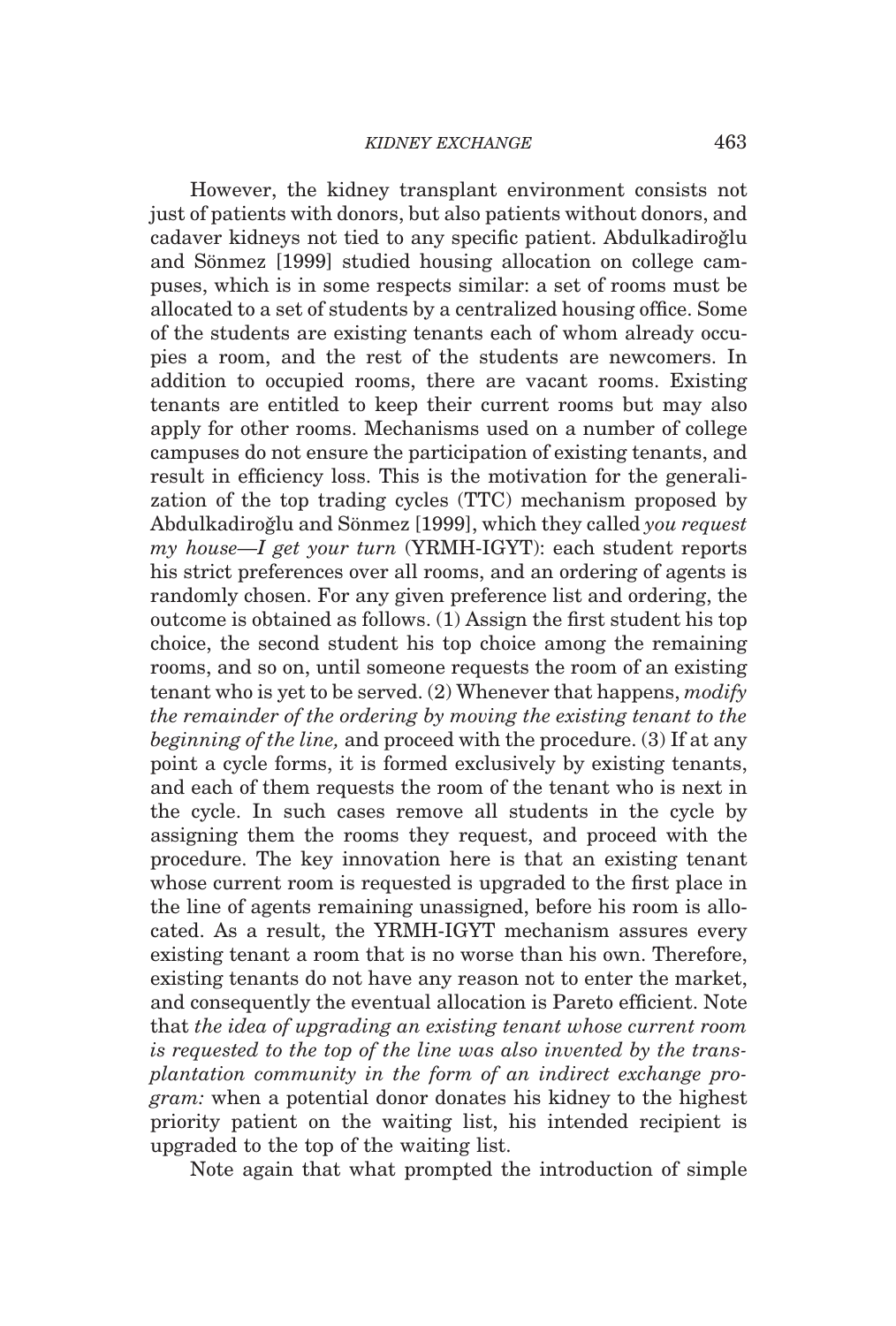However, the kidney transplant environment consists not just of patients with donors, but also patients without donors, and cadaver kidneys not tied to any specific patient. Abdulkadiroğlu and Sönmez [1999] studied housing allocation on college campuses, which is in some respects similar: a set of rooms must be allocated to a set of students by a centralized housing office. Some of the students are existing tenants each of whom already occupies a room, and the rest of the students are newcomers. In addition to occupied rooms, there are vacant rooms. Existing tenants are entitled to keep their current rooms but may also apply for other rooms. Mechanisms used on a number of college campuses do not ensure the participation of existing tenants, and result in efficiency loss. This is the motivation for the generalization of the top trading cycles (TTC) mechanism proposed by Abdulkadiroğlu and Sönmez [1999], which they called *you request my house—I get your turn* (YRMH-IGYT): each student reports his strict preferences over all rooms, and an ordering of agents is randomly chosen. For any given preference list and ordering, the outcome is obtained as follows. (1) Assign the first student his top choice, the second student his top choice among the remaining rooms, and so on, until someone requests the room of an existing tenant who is yet to be served. (2) Whenever that happens, *modify the remainder of the ordering by moving the existing tenant to the beginning of the line,* and proceed with the procedure. (3) If at any point a cycle forms, it is formed exclusively by existing tenants, and each of them requests the room of the tenant who is next in the cycle. In such cases remove all students in the cycle by assigning them the rooms they request, and proceed with the procedure. The key innovation here is that an existing tenant whose current room is requested is upgraded to the first place in the line of agents remaining unassigned, before his room is allocated. As a result, the YRMH-IGYT mechanism assures every existing tenant a room that is no worse than his own. Therefore, existing tenants do not have any reason not to enter the market, and consequently the eventual allocation is Pareto efficient. Note that *the idea of upgrading an existing tenant whose current room is requested to the top of the line was also invented by the transplantation community in the form of an indirect exchange program:* when a potential donor donates his kidney to the highest priority patient on the waiting list, his intended recipient is upgraded to the top of the waiting list.

Note again that what prompted the introduction of simple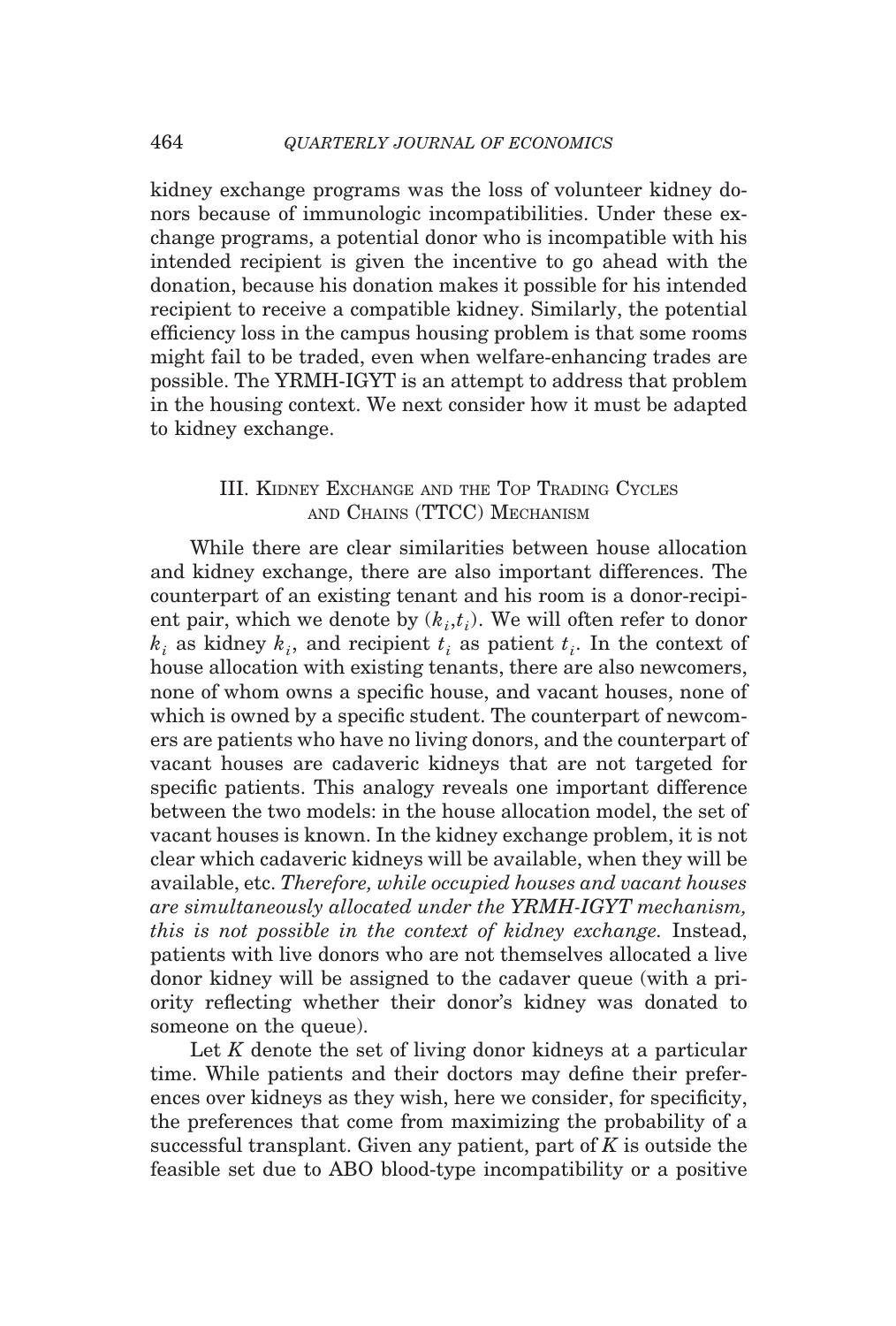kidney exchange programs was the loss of volunteer kidney donors because of immunologic incompatibilities. Under these exchange programs, a potential donor who is incompatible with his intended recipient is given the incentive to go ahead with the donation, because his donation makes it possible for his intended recipient to receive a compatible kidney. Similarly, the potential efficiency loss in the campus housing problem is that some rooms might fail to be traded, even when welfare-enhancing trades are possible. The YRMH-IGYT is an attempt to address that problem in the housing context. We next consider how it must be adapted to kidney exchange.

## III. Kidney Exchange and the Top Trading Cycles and Chains (TTCC) Mechanism

While there are clear similarities between house allocation and kidney exchange, there are also important differences. The counterpart of an existing tenant and his room is a donor-recipient pair, which we denote by $(k_i, t_i)$. We will often refer to donor $k_i$ as kidney $k_i$, and recipient $t_i$ as patient $t_i$. In the context of house allocation with existing tenants, there are also newcomers, none of whom owns a specific house, and vacant houses, none of which is owned by a specific student. The counterpart of newcomers are patients who have no living donors, and the counterpart of vacant houses are cadaveric kidneys that are not targeted for specific patients. This analogy reveals one important difference between the two models: in the house allocation model, the set of vacant houses is known. In the kidney exchange problem, it is not clear which cadaveric kidneys will be available, when they will be available, etc. *Therefore, while occupied houses and vacant houses are simultaneously allocated under the YRMH-IGYT mechanism, this is not possible in the context of kidney exchange.* Instead, patients with live donors who are not themselves allocated a live donor kidney will be assigned to the cadaver queue (with a priority reflecting whether their donor's kidney was donated to someone on the queue).

Let $K$ denote the set of living donor kidneys at a particular time. While patients and their doctors may define their preferences over kidneys as they wish, here we consider, for specificity, the preferences that come from maximizing the probability of a successful transplant. Given any patient, part of $K$ is outside the feasible set due to ABO blood-type incompatibility or a positive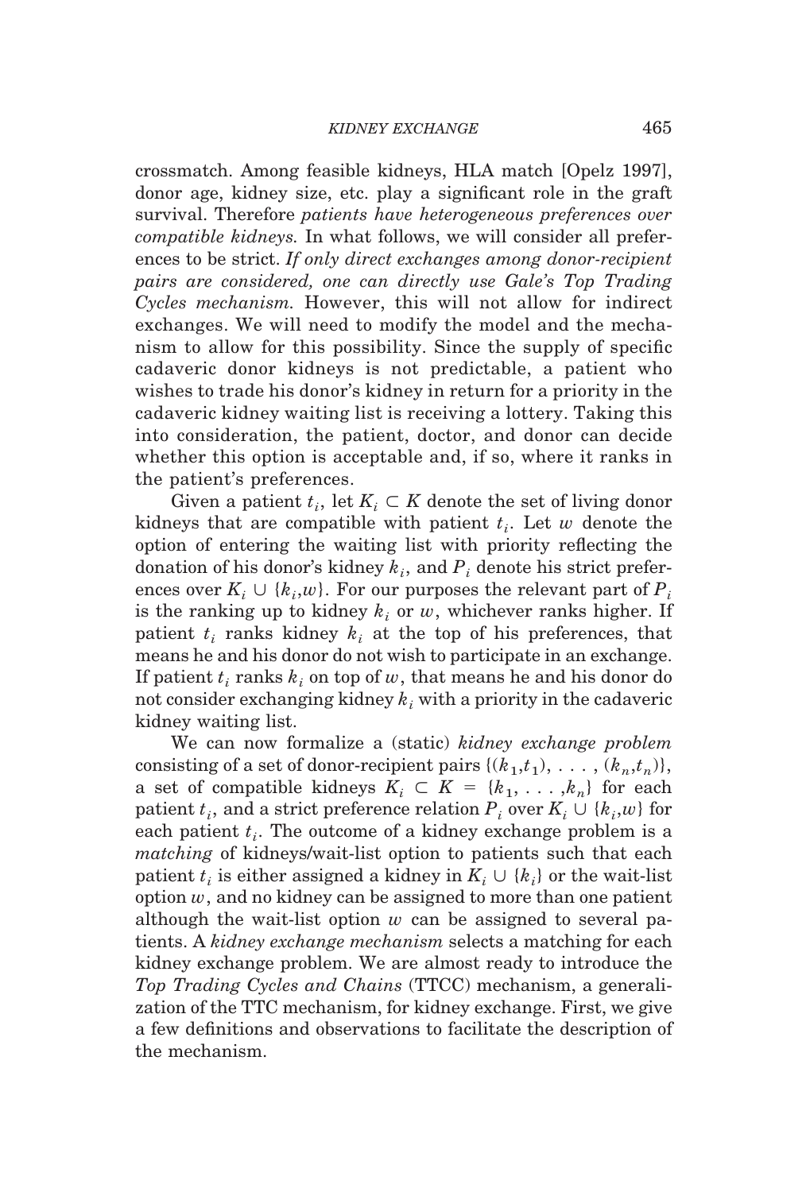crossmatch. Among feasible kidneys, HLA match [Opelz 1997], donor age, kidney size, etc. play a significant role in the graft survival. Therefore *patients have heterogeneous preferences over compatible kidneys.* In what follows, we will consider all preferences to be strict. *If only direct exchanges among donor-recipient pairs are considered, one can directly use Gale's Top Trading Cycles mechanism.* However, this will not allow for indirect exchanges. We will need to modify the model and the mechanism to allow for this possibility. Since the supply of specific cadaveric donor kidneys is not predictable, a patient who wishes to trade his donor's kidney in return for a priority in the cadaveric kidney waiting list is receiving a lottery. Taking this into consideration, the patient, doctor, and donor can decide whether this option is acceptable and, if so, where it ranks in the patient's preferences.

Given a patient $t_i$, let $K_i \subset K$ denote the set of living donor kidneys that are compatible with patient $t_i$. Let $w$ denote the option of entering the waiting list with priority reflecting the donation of his donor's kidney $k_i$, and $P_i$ denote his strict preferences over $K_i \cup \{k_i, w\}$. For our purposes the relevant part of $P_i$ is the ranking up to kidney $k_i$ or $w$, whichever ranks higher. If patient $t_i$ ranks kidney $k_i$ at the top of his preferences, that means he and his donor do not wish to participate in an exchange. If patient $t_i$ ranks $k_i$ on top of $w$, that means he and his donor do not consider exchanging kidney $k_i$ with a priority in the cadaveric kidney waiting list.

We can now formalize a (static) *kidney exchange problem* consisting of a set of donor-recipient pairs $\{(k_1, t_1), \ldots, (k_n, t_n)\}$, a set of compatible kidneys $K_i \subset K = \{k_1, \ldots, k_n\}$ for each patient $t_i$, and a strict preference relation $P_i$ over $K_i \cup \{k_i, w\}$ for each patient $t_i$. The outcome of a kidney exchange problem is a *matching* of kidneys/wait-list option to patients such that each patient $t_i$ is either assigned a kidney in $K_i \cup \{k_i\}$ or the wait-list option $w$, and no kidney can be assigned to more than one patient although the wait-list option $w$ can be assigned to several patients. A *kidney exchange mechanism* selects a matching for each kidney exchange problem. We are almost ready to introduce the *Top Trading Cycles and Chains* (TTCC) mechanism, a generalization of the TTC mechanism, for kidney exchange. First, we give a few definitions and observations to facilitate the description of the mechanism.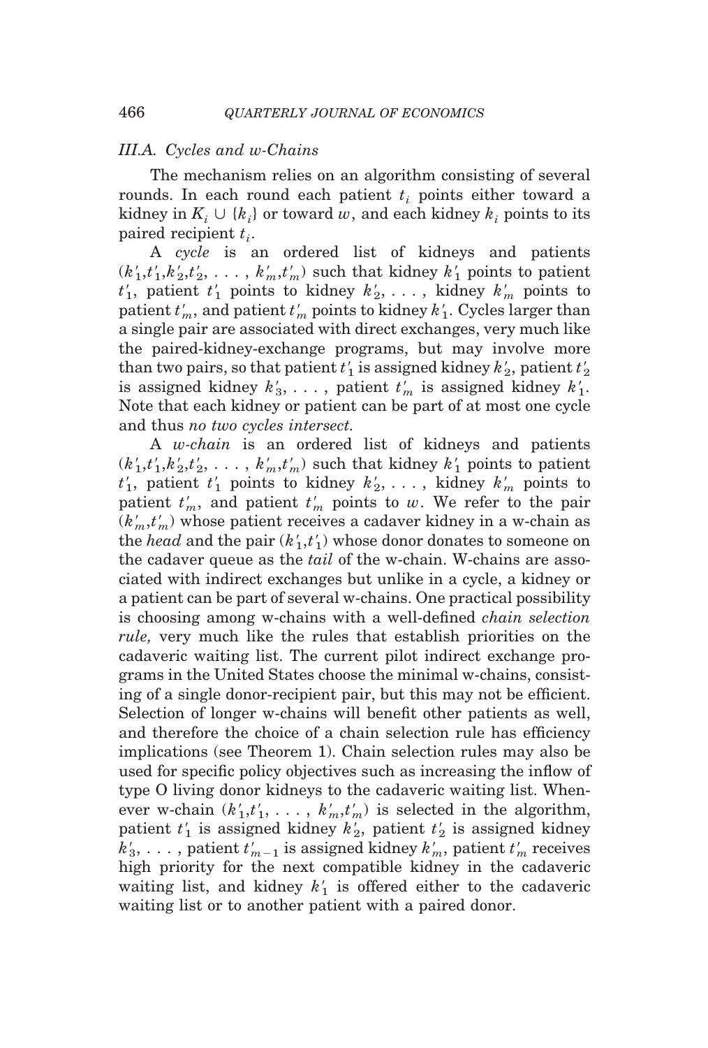### III.A. Cycles and w-Chains

The mechanism relies on an algorithm consisting of several rounds. In each round each patient $t_i$ points either toward a kidney in $K_i \cup \{k_i\}$ or toward $w$, and each kidney $k_i$ points to its paired recipient $t_i$.

A *cycle* is an ordered list of kidneys and patients $(k'_1, t'_1, k'_2, t'_2, \ldots, k'_m, t'_m)$ such that kidney $k'_1$ points to patient $t'_1$, patient $t'_1$ points to kidney $k'_2, \ldots,$ kidney $k'_m$ points to patient $t'_m$, and patient $t'_m$ points to kidney $k'_1$. Cycles larger than a single pair are associated with direct exchanges, very much like the paired-kidney-exchange programs, but may involve more than two pairs, so that patient $t'_1$ is assigned kidney $k'_2$, patient $t'_2$ is assigned kidney $k'_3, \ldots,$ patient $t'_m$ is assigned kidney $k'_1$. Note that each kidney or patient can be part of at most one cycle and thus *no two cycles intersect.*

A *w-chain* is an ordered list of kidneys and patients $(k'_1, t'_1, k'_2, t'_2, \ldots, k'_m, t'_m)$ such that kidney $k'_1$ points to patient $t'_1$, patient $t'_1$ points to kidney $k'_2, \ldots,$ kidney $k'_m$ points to patient $t'_m$, and patient $t'_m$ points to $w$. We refer to the pair $(k'_m, t'_m)$ whose patient receives a cadaver kidney in a w-chain as the *head* and the pair $(k'_1, t'_1)$ whose donor donates to someone on the cadaver queue as the *tail* of the w-chain. W-chains are associated with indirect exchanges but unlike in a cycle, a kidney or a patient can be part of several w-chains. One practical possibility is choosing among w-chains with a well-defined *chain selection rule,* very much like the rules that establish priorities on the cadaveric waiting list. The current pilot indirect exchange programs in the United States choose the minimal w-chains, consisting of a single donor-recipient pair, but this may not be efficient. Selection of longer w-chains will benefit other patients as well, and therefore the choice of a chain selection rule has efficiency implications (see Theorem 1). Chain selection rules may also be used for specific policy objectives such as increasing the inflow of type O living donor kidneys to the cadaveric waiting list. Whenever w-chain $(k'_1, t'_1, \ldots, k'_m, t'_m)$ is selected in the algorithm, patient $t'_1$ is assigned kidney $k'_2$, patient $t'_2$ is assigned kidney $k'_3, \ldots,$ patient $t'_{m-1}$ is assigned kidney $k'_m$, patient $t'_m$ receives high priority for the next compatible kidney in the cadaveric waiting list, and kidney $k'_1$ is offered either to the cadaveric waiting list or to another patient with a paired donor.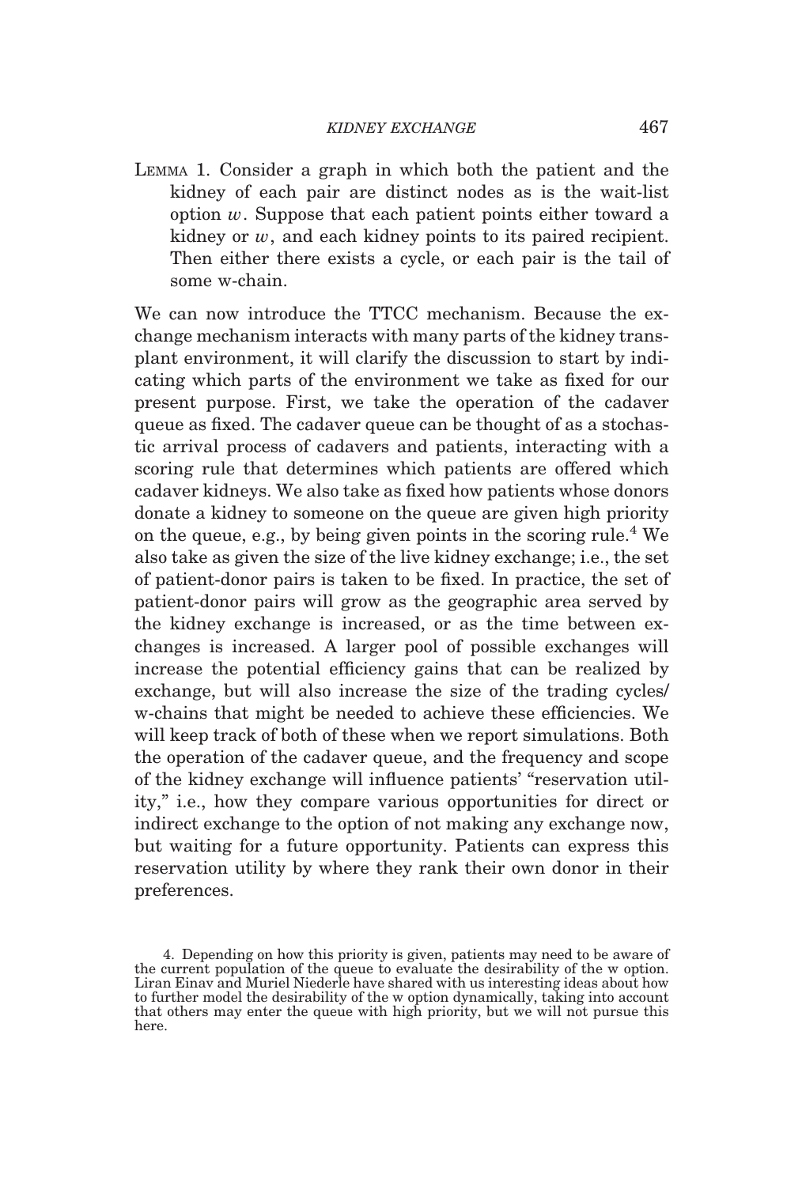LEMMA 1. Consider a graph in which both the patient and the kidney of each pair are distinct nodes as is the wait-list option $w$. Suppose that each patient points either toward a kidney or $w$, and each kidney points to its paired recipient. Then either there exists a cycle, or each pair is the tail of some w-chain.

We can now introduce the TTCC mechanism. Because the exchange mechanism interacts with many parts of the kidney transplant environment, it will clarify the discussion to start by indicating which parts of the environment we take as fixed for our present purpose. First, we take the operation of the cadaver queue as fixed. The cadaver queue can be thought of as a stochastic arrival process of cadavers and patients, interacting with a scoring rule that determines which patients are offered which cadaver kidneys. We also take as fixed how patients whose donors donate a kidney to someone on the queue are given high priority on the queue, e.g., by being given points in the scoring rule.[4] We also take as given the size of the live kidney exchange; i.e., the set of patient-donor pairs is taken to be fixed. In practice, the set of patient-donor pairs will grow as the geographic area served by the kidney exchange is increased, or as the time between exchanges is increased. A larger pool of possible exchanges will increase the potential efficiency gains that can be realized by exchange, but will also increase the size of the trading cycles/ w-chains that might be needed to achieve these efficiencies. We will keep track of both of these when we report simulations. Both the operation of the cadaver queue, and the frequency and scope of the kidney exchange will influence patients' "reservation utility," i.e., how they compare various opportunities for direct or indirect exchange to the option of not making any exchange now, but waiting for a future opportunity. Patients can express this reservation utility by where they rank their own donor in their preferences.

4. Depending on how this priority is given, patients may need to be aware of the current population of the queue to evaluate the desirability of the w option. Liran Einav and Muriel Niederle have shared with us interesting ideas about how to further model the desirability of the w option dynamically, taking into account that others may enter the queue with high priority, but we will not pursue this here.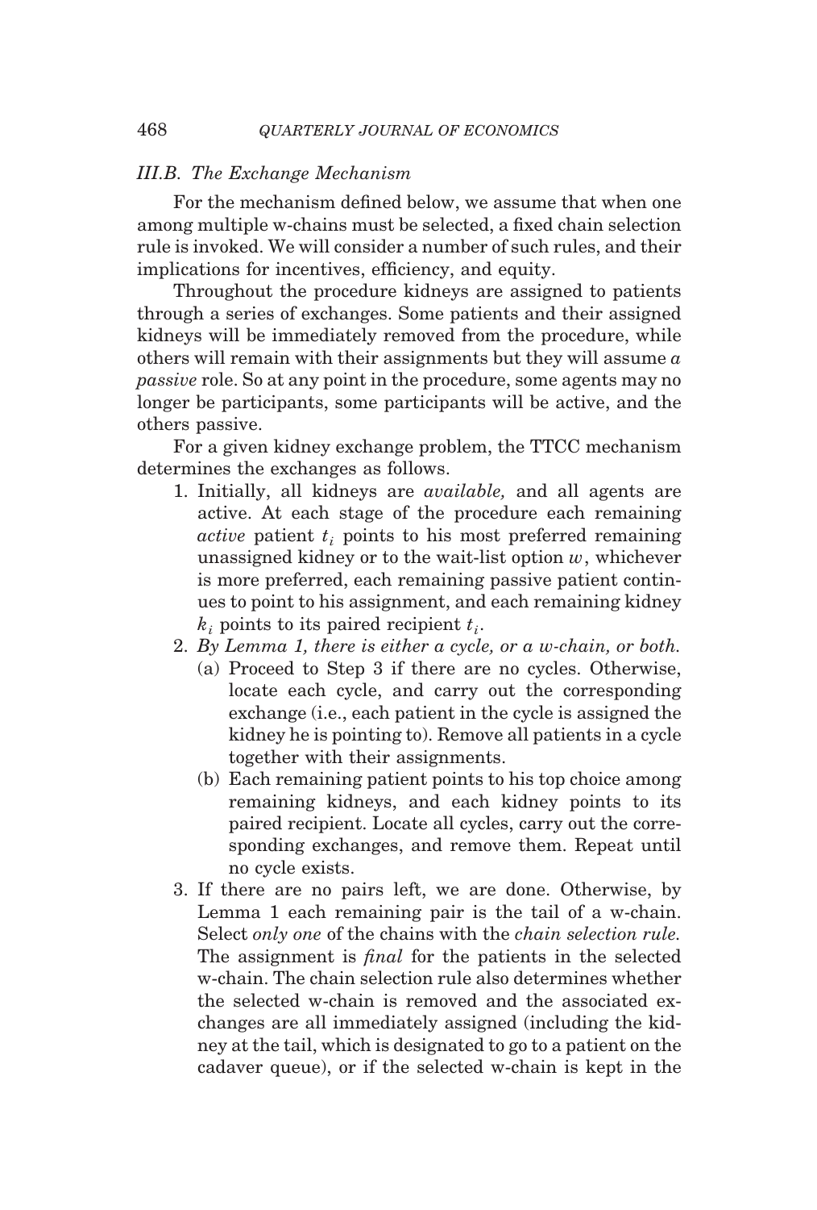### *III.B. The Exchange Mechanism*

For the mechanism defined below, we assume that when one among multiple w-chains must be selected, a fixed chain selection rule is invoked. We will consider a number of such rules, and their implications for incentives, efficiency, and equity.

Throughout the procedure kidneys are assigned to patients through a series of exchanges. Some patients and their assigned kidneys will be immediately removed from the procedure, while others will remain with their assignments but they will assume *a passive* role. So at any point in the procedure, some agents may no longer be participants, some participants will be active, and the others passive.

For a given kidney exchange problem, the TTCC mechanism determines the exchanges as follows.

1. Initially, all kidneys are *available,* and all agents are active. At each stage of the procedure each remaining *active* patient $t_i$ points to his most preferred remaining unassigned kidney or to the wait-list option $w$, whichever is more preferred, each remaining passive patient continues to point to his assignment, and each remaining kidney $k_i$ points to its paired recipient $t_i$.
2. *By Lemma 1, there is either a cycle, or a w-chain, or both.*
   (a) Proceed to Step 3 if there are no cycles. Otherwise, locate each cycle, and carry out the corresponding exchange (i.e., each patient in the cycle is assigned the kidney he is pointing to). Remove all patients in a cycle together with their assignments.
   (b) Each remaining patient points to his top choice among remaining kidneys, and each kidney points to its paired recipient. Locate all cycles, carry out the corresponding exchanges, and remove them. Repeat until no cycle exists.
3. If there are no pairs left, we are done. Otherwise, by Lemma 1 each remaining pair is the tail of a w-chain. Select *only one* of the chains with the *chain selection rule.* The assignment is *final* for the patients in the selected w-chain. The chain selection rule also determines whether the selected w-chain is removed and the associated exchanges are all immediately assigned (including the kidney at the tail, which is designated to go to a patient on the cadaver queue), or if the selected w-chain is kept in the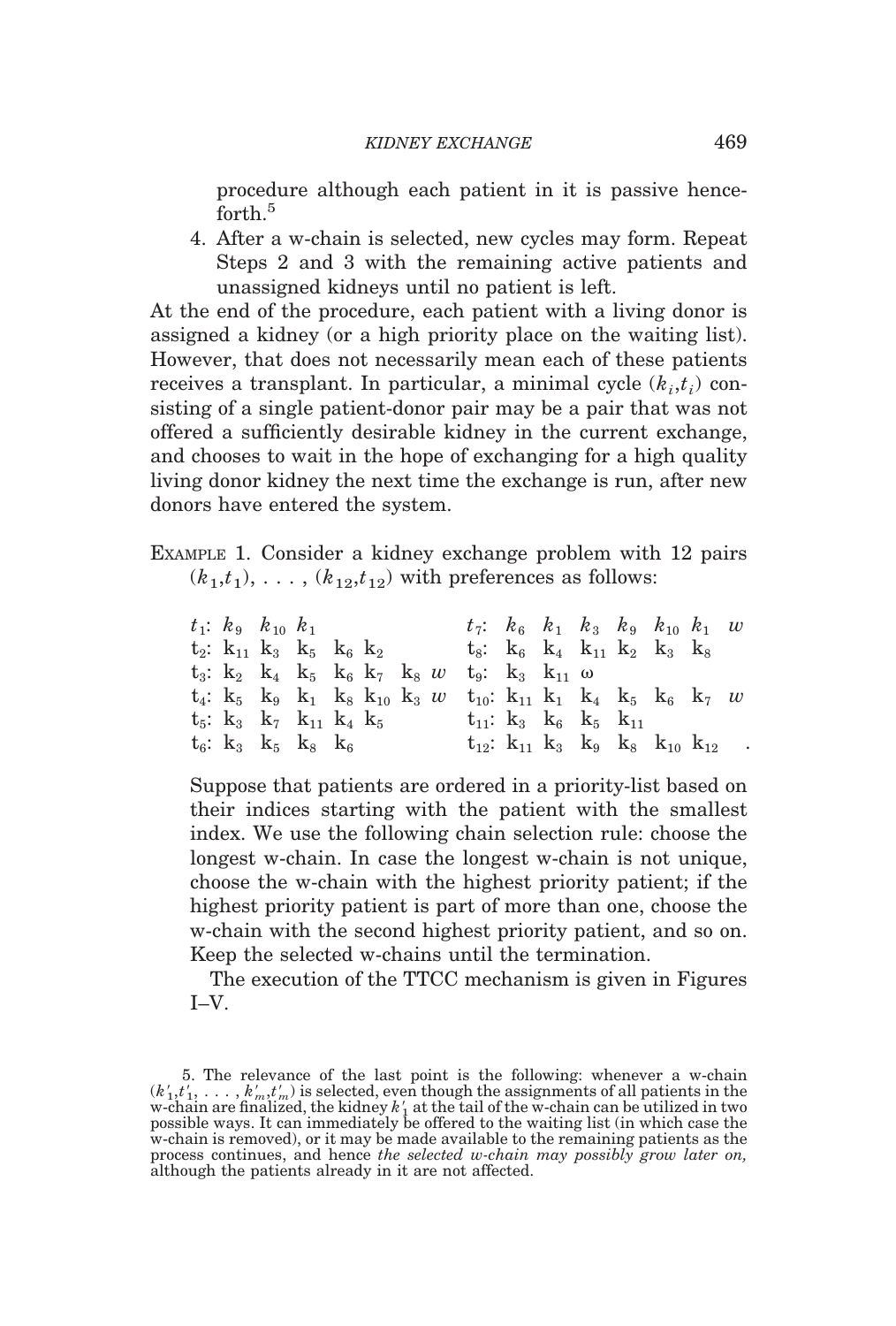procedure although each patient in it is passive henceforth.[5]

4. After a w-chain is selected, new cycles may form. Repeat Steps 2 and 3 with the remaining active patients and unassigned kidneys until no patient is left.

At the end of the procedure, each patient with a living donor is assigned a kidney (or a high priority place on the waiting list). However, that does not necessarily mean each of these patients receives a transplant. In particular, a minimal cycle $(k_i, t_i)$ consisting of a single patient-donor pair may be a pair that was not offered a sufficiently desirable kidney in the current exchange, and chooses to wait in the hope of exchanging for a high quality living donor kidney the next time the exchange is run, after new donors have entered the system.

EXAMPLE 1. Consider a kidney exchange problem with 12 pairs $(k_1, t_1), \ldots, (k_{12}, t_{12})$ with preferences as follows:

$t_1$: $k_9$ $k_{10}$ $k_1$
$t_2$: $k_{11}$ $k_3$ $k_5$ $k_6$ $k_2$
$t_3$: $k_2$ $k_4$ $k_5$ $k_6$ $k_7$ $k_8$ $w$
$t_4$: $k_5$ $k_9$ $k_1$ $k_8$ $k_{10}$ $k_3$ $w$
$t_5$: $k_3$ $k_7$ $k_{11}$ $k_4$ $k_5$
$t_6$: $k_3$ $k_5$ $k_8$ $k_6$
$t_7$: $k_6$ $k_1$ $k_3$ $k_9$ $k_{10}$ $k_1$ $w$
$t_8$: $k_6$ $k_4$ $k_{11}$ $k_2$ $k_3$ $k_8$
$t_9$: $k_3$ $k_{11}$ $\omega$
$t_{10}$: $k_{11}$ $k_1$ $k_4$ $k_5$ $k_6$ $k_7$ $w$
$t_{11}$: $k_3$ $k_6$ $k_5$ $k_{11}$
$t_{12}$: $k_{11}$ $k_3$ $k_9$ $k_8$ $k_{10}$ $k_{12}$ .

Suppose that patients are ordered in a priority-list based on their indices starting with the patient with the smallest index. We use the following chain selection rule: choose the longest w-chain. In case the longest w-chain is not unique, choose the w-chain with the highest priority patient; if the highest priority patient is part of more than one, choose the w-chain with the second highest priority patient, and so on. Keep the selected w-chains until the termination.

The execution of the TTCC mechanism is given in Figures I–V.

5. The relevance of the last point is the following: whenever a w-chain $(k'_1, t'_1, \ldots, k'_m, t'_m)$ is selected, even though the assignments of all patients in the w-chain are finalized, the kidney $k'_1$ at the tail of the w-chain can be utilized in two possible ways. It can immediately be offered to the waiting list (in which case the w-chain is removed), or it may be made available to the remaining patients as the process continues, and hence *the selected w-chain may possibly grow later on,* although the patients already in it are not affected.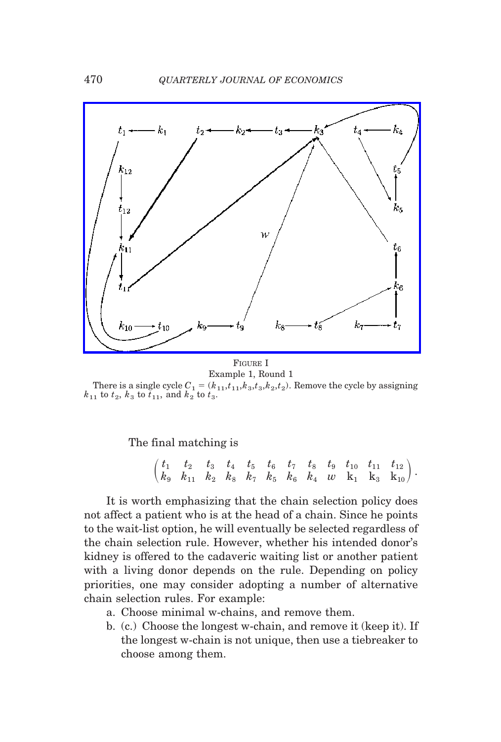FIGURE I

Example 1, Round 1

There is a single cycle $C_1 = (k_{11}, t_{11}, k_3, t_3, k_2, t_2)$. Remove the cycle by assigning $k_{11}$ to $t_2$, $k_3$ to $t_{11}$, and $k_2$ to $t_3$.

The final matching is

$$\begin{pmatrix} t_1 & t_2 & t_3 & t_4 & t_5 & t_6 & t_7 & t_8 & t_9 & t_{10} & t_{11} & t_{12} \\ k_9 & k_{11} & k_2 & k_8 & k_7 & k_5 & k_6 & k_4 & w & \mathrm{k}_1 & \mathrm{k}_3 & \mathrm{k}_{10} \end{pmatrix}.$$

It is worth emphasizing that the chain selection policy does not affect a patient who is at the head of a chain. Since he points to the wait-list option, he will eventually be selected regardless of the chain selection rule. However, whether his intended donor's kidney is offered to the cadaveric waiting list or another patient with a living donor depends on the rule. Depending on policy priorities, one may consider adopting a number of alternative chain selection rules. For example:

a. Choose minimal w-chains, and remove them.
b. (c.) Choose the longest w-chain, and remove it (keep it). If the longest w-chain is not unique, then use a tiebreaker to choose among them.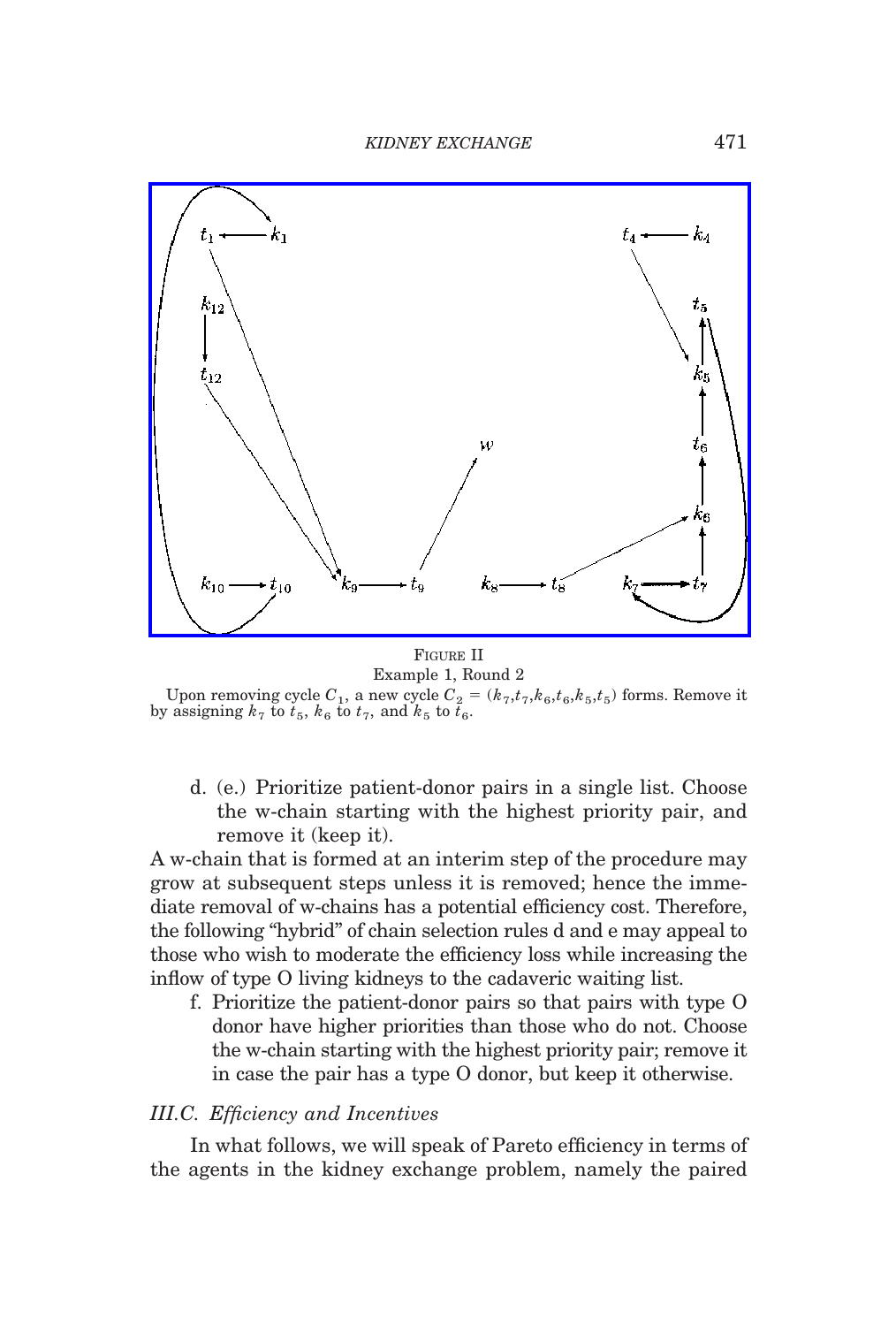FIGURE II
Example 1, Round 2

Upon removing cycle $C_1$, a new cycle $C_2 = (k_7, t_7, k_6, t_6, k_5, t_5)$ forms. Remove it by assigning $k_7$ to $t_5$, $k_6$ to $t_7$, and $k_5$ to $t_6$.

d. (e.) Prioritize patient-donor pairs in a single list. Choose the w-chain starting with the highest priority pair, and remove it (keep it).

A w-chain that is formed at an interim step of the procedure may grow at subsequent steps unless it is removed; hence the immediate removal of w-chains has a potential efficiency cost. Therefore, the following "hybrid" of chain selection rules d and e may appeal to those who wish to moderate the efficiency loss while increasing the inflow of type O living kidneys to the cadaveric waiting list.

f. Prioritize the patient-donor pairs so that pairs with type O donor have higher priorities than those who do not. Choose the w-chain starting with the highest priority pair; remove it in case the pair has a type O donor, but keep it otherwise.

### III.C. Efficiency and Incentives

In what follows, we will speak of Pareto efficiency in terms of the agents in the kidney exchange problem, namely the paired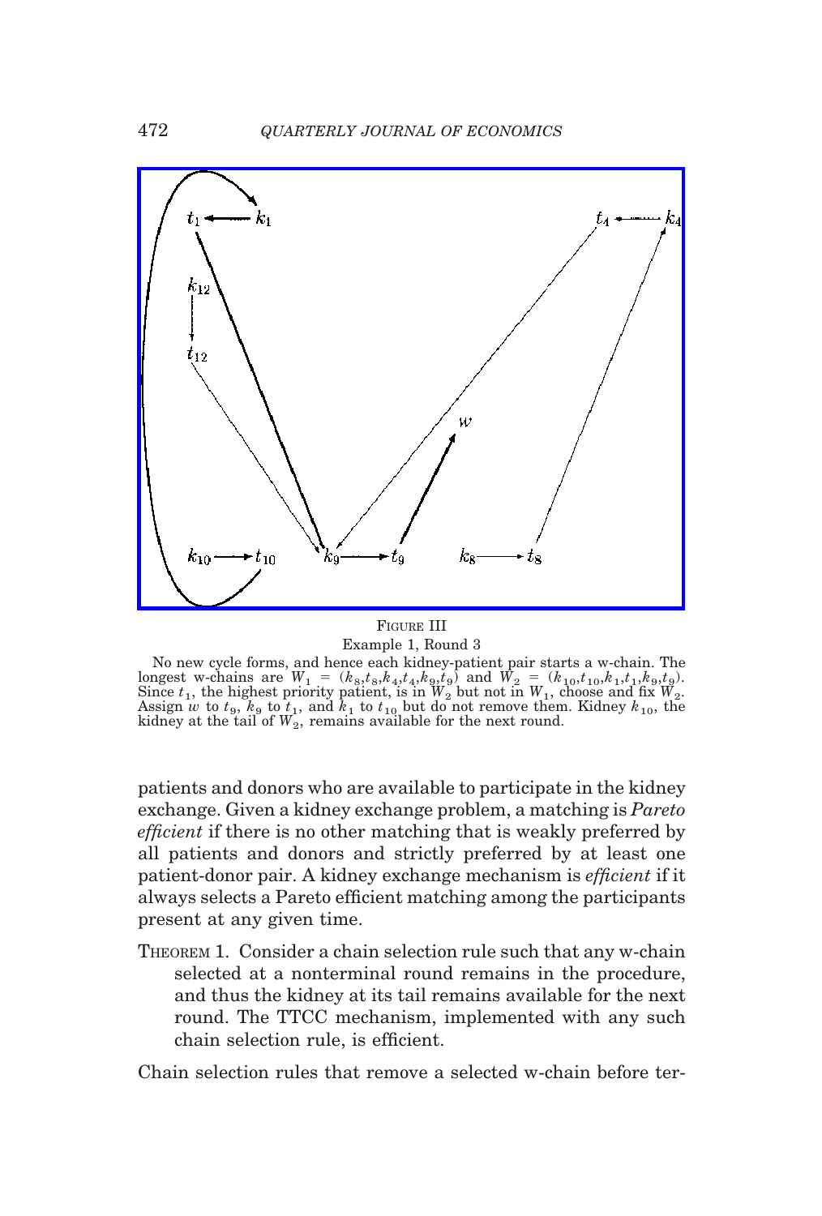FIGURE III

Example 1, Round 3

No new cycle forms, and hence each kidney-patient pair starts a w-chain. The longest w-chains are $W_1 = (k_8,t_8,k_4,t_4,k_9,t_9)$ and $W_2 = (k_{10},t_{10},k_1,t_1,k_9,t_9)$. Since $t_1$, the highest priority patient, is in $W_2$ but not in $W_1$, choose and fix $W_2$. Assign $w$ to $t_9$, $k_9$ to $t_1$, and $k_1$ to $t_{10}$ but do not remove them. Kidney $k_{10}$, the kidney at the tail of $W_2$, remains available for the next round.

patients and donors who are available to participate in the kidney exchange. Given a kidney exchange problem, a matching is *Pareto efficient* if there is no other matching that is weakly preferred by all patients and donors and strictly preferred by at least one patient-donor pair. A kidney exchange mechanism is *efficient* if it always selects a Pareto efficient matching among the participants present at any given time.

THEOREM 1. Consider a chain selection rule such that any w-chain selected at a nonterminal round remains in the procedure, and thus the kidney at its tail remains available for the next round. The TTCC mechanism, implemented with any such chain selection rule, is efficient.

Chain selection rules that remove a selected w-chain before ter-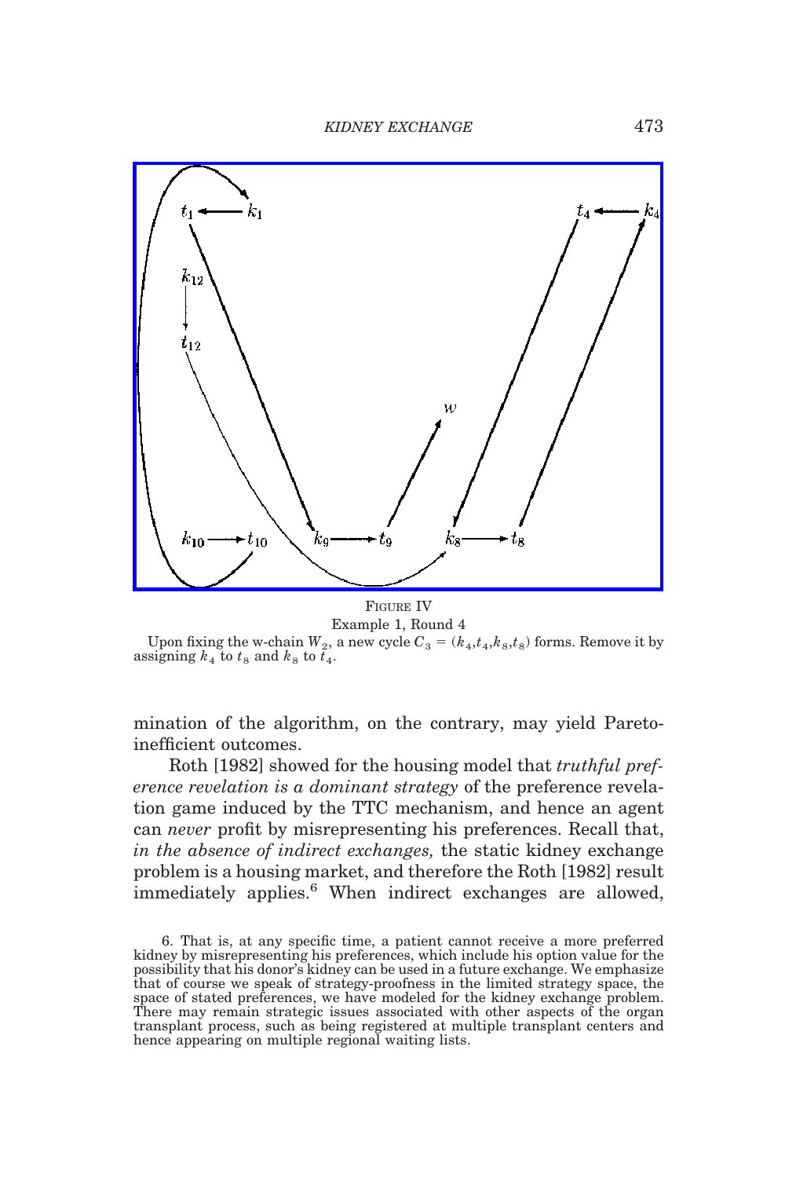FIGURE IV
Example 1, Round 4

Upon fixing the w-chain $W_2$, a new cycle $C_3 = (k_4, t_4, k_8, t_8)$ forms. Remove it by assigning $k_4$ to $t_8$ and $k_8$ to $t_4$.

mination of the algorithm, on the contrary, may yield Pareto-inefficient outcomes.

Roth [1982] showed for the housing model that *truthful preference revelation is a dominant strategy* of the preference revelation game induced by the TTC mechanism, and hence an agent can *never* profit by misrepresenting his preferences. Recall that, *in the absence of indirect exchanges,* the static kidney exchange problem is a housing market, and therefore the Roth [1982] result immediately applies.[6] When indirect exchanges are allowed,

6. That is, at any specific time, a patient cannot receive a more preferred kidney by misrepresenting his preferences, which include his option value for the possibility that his donor's kidney can be used in a future exchange. We emphasize that of course we speak of strategy-proofness in the limited strategy space, the space of stated preferences, we have modeled for the kidney exchange problem. There may remain strategic issues associated with other aspects of the organ transplant process, such as being registered at multiple transplant centers and hence appearing on multiple regional waiting lists.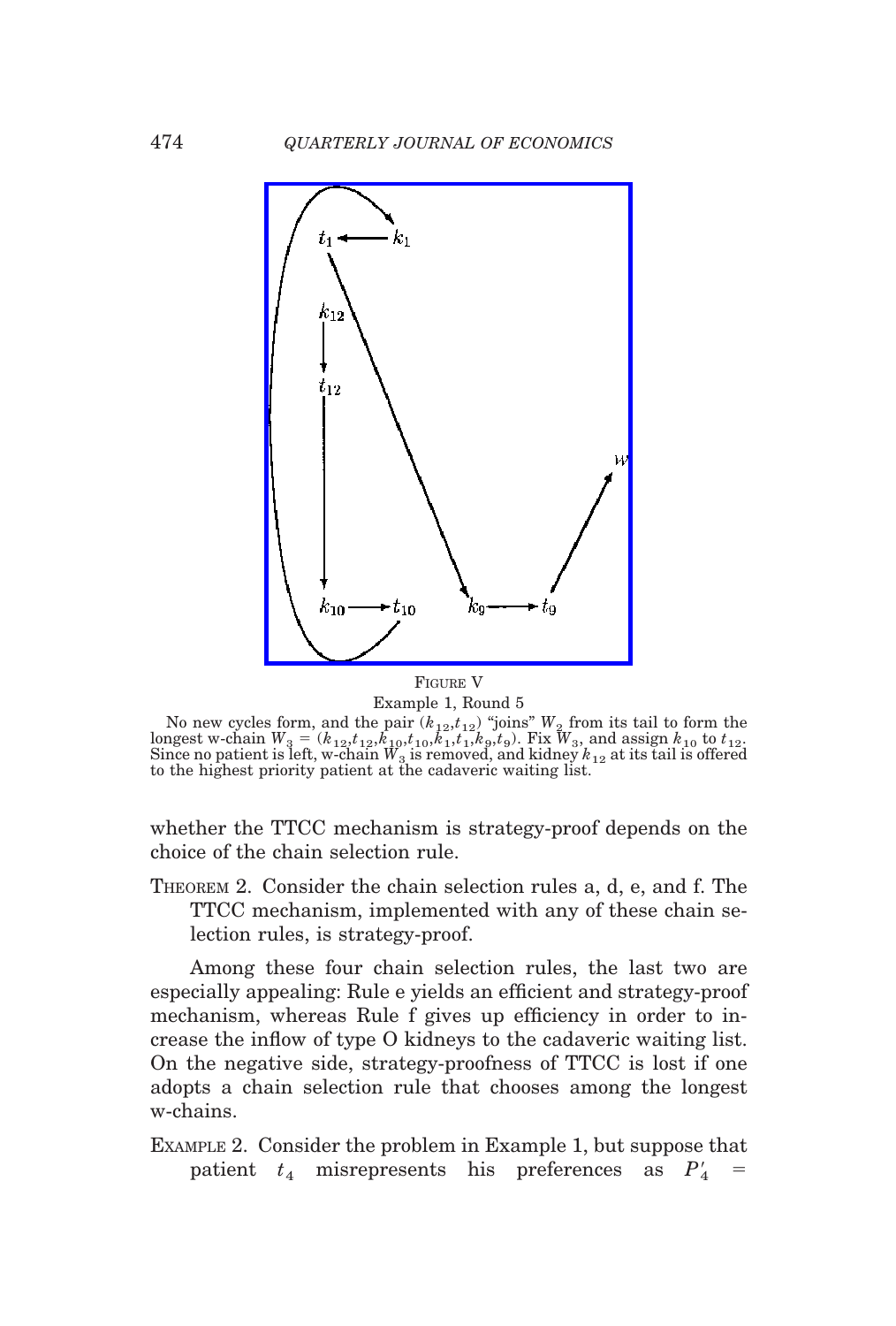FIGURE V

Example 1, Round 5

No new cycles form, and the pair $(k_{12},t_{12})$ "joins" $W_2$ from its tail to form the longest w-chain $W_3 = (k_{12},t_{12},k_{10},t_{10},k_1,t_1,k_9,t_9)$. Fix $W_3$, and assign $k_{10}$ to $t_{12}$. Since no patient is left, w-chain $W_3$ is removed, and kidney $k_{12}$ at its tail is offered to the highest priority patient at the cadaveric waiting list.

whether the TTCC mechanism is strategy-proof depends on the choice of the chain selection rule.

THEOREM 2. Consider the chain selection rules a, d, e, and f. The TTCC mechanism, implemented with any of these chain selection rules, is strategy-proof.

Among these four chain selection rules, the last two are especially appealing: Rule e yields an efficient and strategy-proof mechanism, whereas Rule f gives up efficiency in order to increase the inflow of type O kidneys to the cadaveric waiting list. On the negative side, strategy-proofness of TTCC is lost if one adopts a chain selection rule that chooses among the longest w-chains.

EXAMPLE 2. Consider the problem in Example 1, but suppose that patient $t_4$ misrepresents his preferences as $P'_4$ =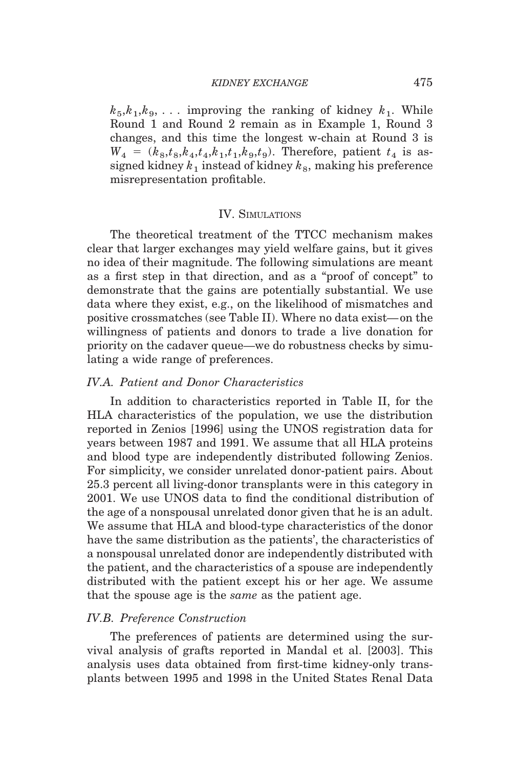$k_5, k_1, k_9, \ldots$ improving the ranking of kidney $k_1$. While Round 1 and Round 2 remain as in Example 1, Round 3 changes, and this time the longest w-chain at Round 3 is $W_4 = (k_8, t_8, k_4, t_4, k_1, t_1, k_9, t_9)$. Therefore, patient $t_4$ is assigned kidney $k_1$ instead of kidney $k_8$, making his preference misrepresentation profitable.

## IV. Simulations

The theoretical treatment of the TTCC mechanism makes clear that larger exchanges may yield welfare gains, but it gives no idea of their magnitude. The following simulations are meant as a first step in that direction, and as a "proof of concept" to demonstrate that the gains are potentially substantial. We use data where they exist, e.g., on the likelihood of mismatches and positive crossmatches (see Table II). Where no data exist—on the willingness of patients and donors to trade a live donation for priority on the cadaver queue—we do robustness checks by simulating a wide range of preferences.

### *IV.A. Patient and Donor Characteristics*

In addition to characteristics reported in Table II, for the HLA characteristics of the population, we use the distribution reported in Zenios [1996] using the UNOS registration data for years between 1987 and 1991. We assume that all HLA proteins and blood type are independently distributed following Zenios. For simplicity, we consider unrelated donor-patient pairs. About 25.3 percent all living-donor transplants were in this category in 2001. We use UNOS data to find the conditional distribution of the age of a nonspousal unrelated donor given that he is an adult. We assume that HLA and blood-type characteristics of the donor have the same distribution as the patients', the characteristics of a nonspousal unrelated donor are independently distributed with the patient, and the characteristics of a spouse are independently distributed with the patient except his or her age. We assume that the spouse age is the *same* as the patient age.

### *IV.B. Preference Construction*

The preferences of patients are determined using the survival analysis of grafts reported in Mandal et al. [2003]. This analysis uses data obtained from first-time kidney-only transplants between 1995 and 1998 in the United States Renal Data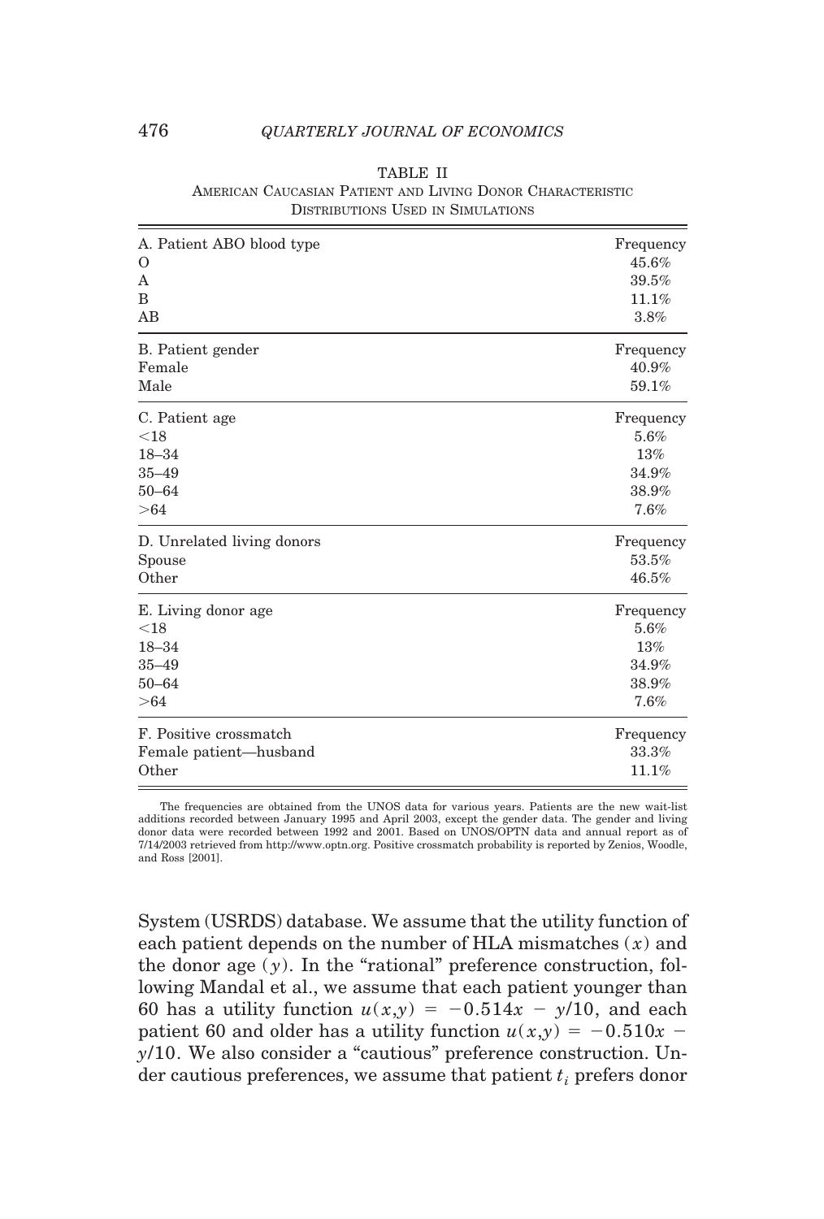TABLE II
American Caucasian Patient and Living Donor Characteristic Distributions Used in Simulations

| A. Patient ABO blood type | Frequency |
|---|---|
| O | 45.6% |
| A | 39.5% |
| B | 11.1% |
| AB | 3.8% |
| **B. Patient gender** | **Frequency** |
| Female | 40.9% |
| Male | 59.1% |
| **C. Patient age** | **Frequency** |
| <18 | 5.6% |
| 18–34 | 13% |
| 35–49 | 34.9% |
| 50–64 | 38.9% |
| >64 | 7.6% |
| **D. Unrelated living donors** | **Frequency** |
| Spouse | 53.5% |
| Other | 46.5% |
| **E. Living donor age** | **Frequency** |
| <18 | 5.6% |
| 18–34 | 13% |
| 35–49 | 34.9% |
| 50–64 | 38.9% |
| >64 | 7.6% |
| **F. Positive crossmatch** | **Frequency** |
| Female patient—husband | 33.3% |
| Other | 11.1% |

The frequencies are obtained from the UNOS data for various years. Patients are the new wait-list additions recorded between January 1995 and April 2003, except the gender data. The gender and living donor data were recorded between 1992 and 2001. Based on UNOS/OPTN data and annual report as of 7/14/2003 retrieved from http://www.optn.org. Positive crossmatch probability is reported by Zenios, Woodle, and Ross [2001].

System (USRDS) database. We assume that the utility function of each patient depends on the number of HLA mismatches ($x$) and the donor age ($y$). In the "rational" preference construction, following Mandal et al., we assume that each patient younger than 60 has a utility function $u(x,y) = -0.514x - y/10$, and each patient 60 and older has a utility function $u(x,y) = -0.510x - y/10$. We also consider a "cautious" preference construction. Under cautious preferences, we assume that patient $t_i$ prefers donor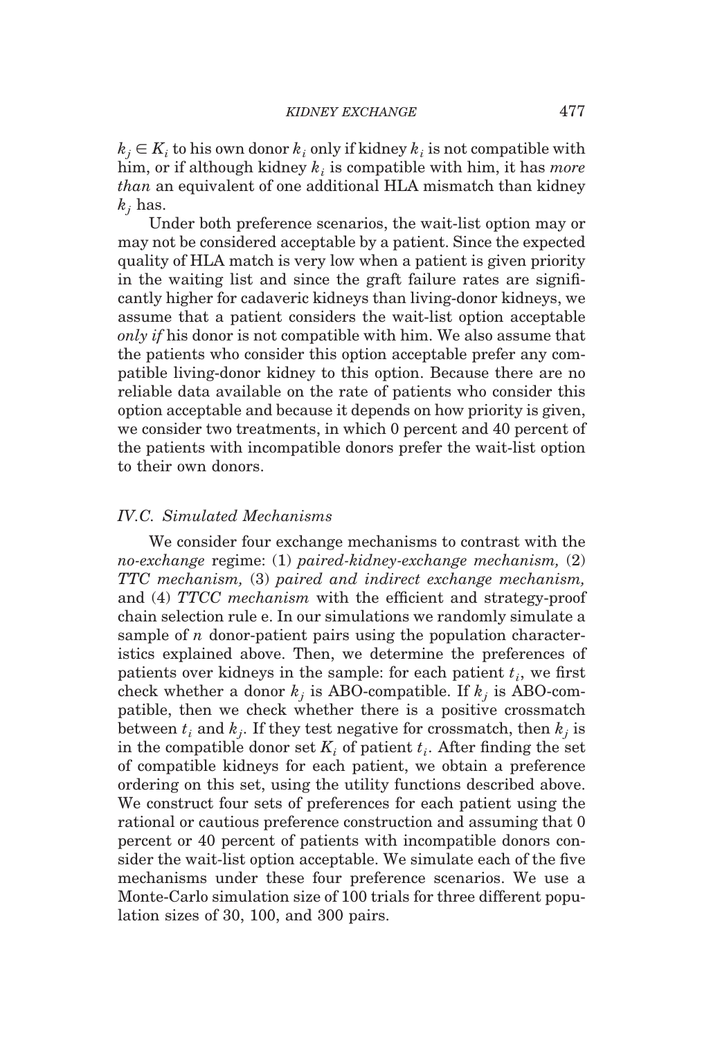$k_j \in K_i$ to his own donor $k_i$ only if kidney $k_i$ is not compatible with him, or if although kidney $k_i$ is compatible with him, it has *more than* an equivalent of one additional HLA mismatch than kidney $k_j$ has.

Under both preference scenarios, the wait-list option may or may not be considered acceptable by a patient. Since the expected quality of HLA match is very low when a patient is given priority in the waiting list and since the graft failure rates are significantly higher for cadaveric kidneys than living-donor kidneys, we assume that a patient considers the wait-list option acceptable *only if* his donor is not compatible with him. We also assume that the patients who consider this option acceptable prefer any compatible living-donor kidney to this option. Because there are no reliable data available on the rate of patients who consider this option acceptable and because it depends on how priority is given, we consider two treatments, in which 0 percent and 40 percent of the patients with incompatible donors prefer the wait-list option to their own donors.

### IV.C. Simulated Mechanisms

We consider four exchange mechanisms to contrast with the *no-exchange* regime: (1) *paired-kidney-exchange mechanism,* (2) *TTC mechanism,* (3) *paired and indirect exchange mechanism,* and (4) *TTCC mechanism* with the efficient and strategy-proof chain selection rule e. In our simulations we randomly simulate a sample of $n$ donor-patient pairs using the population characteristics explained above. Then, we determine the preferences of patients over kidneys in the sample: for each patient $t_i$, we first check whether a donor $k_j$ is ABO-compatible. If $k_j$ is ABO-compatible, then we check whether there is a positive crossmatch between $t_i$ and $k_j$. If they test negative for crossmatch, then $k_j$ is in the compatible donor set $K_i$ of patient $t_i$. After finding the set of compatible kidneys for each patient, we obtain a preference ordering on this set, using the utility functions described above. We construct four sets of preferences for each patient using the rational or cautious preference construction and assuming that 0 percent or 40 percent of patients with incompatible donors consider the wait-list option acceptable. We simulate each of the five mechanisms under these four preference scenarios. We use a Monte-Carlo simulation size of 100 trials for three different population sizes of 30, 100, and 300 pairs.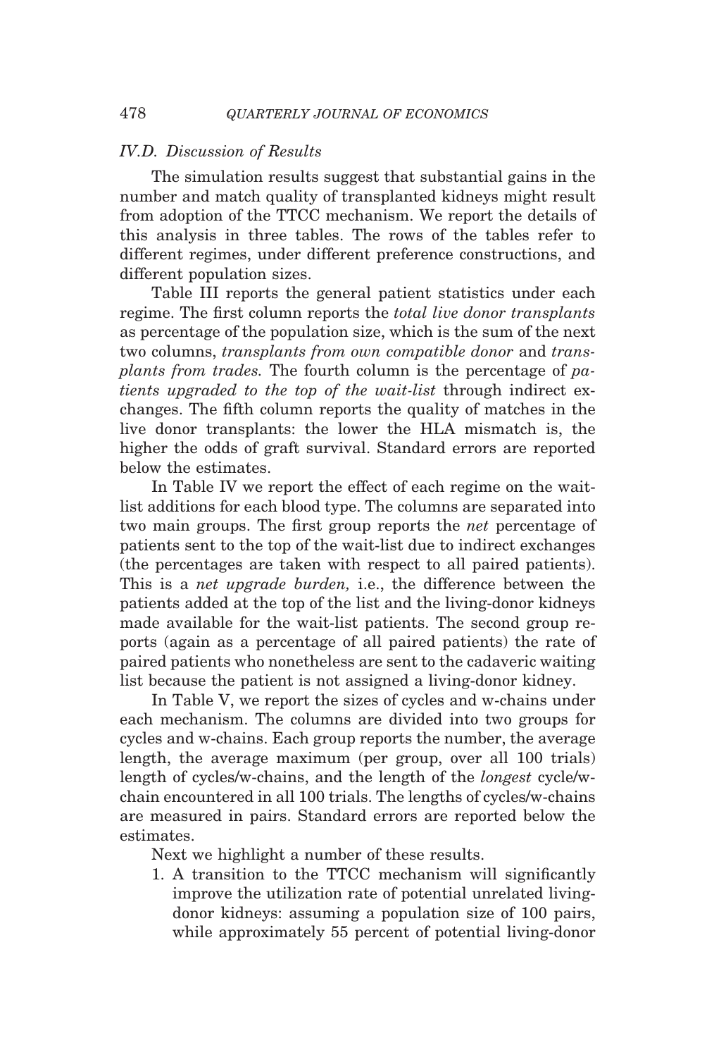### IV.D. Discussion of Results

The simulation results suggest that substantial gains in the number and match quality of transplanted kidneys might result from adoption of the TTCC mechanism. We report the details of this analysis in three tables. The rows of the tables refer to different regimes, under different preference constructions, and different population sizes.

Table III reports the general patient statistics under each regime. The first column reports the *total live donor transplants* as percentage of the population size, which is the sum of the next two columns, *transplants from own compatible donor* and *transplants from trades*. The fourth column is the percentage of *patients upgraded to the top of the wait-list* through indirect exchanges. The fifth column reports the quality of matches in the live donor transplants: the lower the HLA mismatch is, the higher the odds of graft survival. Standard errors are reported below the estimates.

In Table IV we report the effect of each regime on the wait-list additions for each blood type. The columns are separated into two main groups. The first group reports the *net* percentage of patients sent to the top of the wait-list due to indirect exchanges (the percentages are taken with respect to all paired patients). This is a *net upgrade burden,* i.e., the difference between the patients added at the top of the list and the living-donor kidneys made available for the wait-list patients. The second group reports (again as a percentage of all paired patients) the rate of paired patients who nonetheless are sent to the cadaveric waiting list because the patient is not assigned a living-donor kidney.

In Table V, we report the sizes of cycles and w-chains under each mechanism. The columns are divided into two groups for cycles and w-chains. Each group reports the number, the average length, the average maximum (per group, over all 100 trials) length of cycles/w-chains, and the length of the *longest* cycle/w-chain encountered in all 100 trials. The lengths of cycles/w-chains are measured in pairs. Standard errors are reported below the estimates.

Next we highlight a number of these results.

1. A transition to the TTCC mechanism will significantly improve the utilization rate of potential unrelated living-donor kidneys: assuming a population size of 100 pairs, while approximately 55 percent of potential living-donor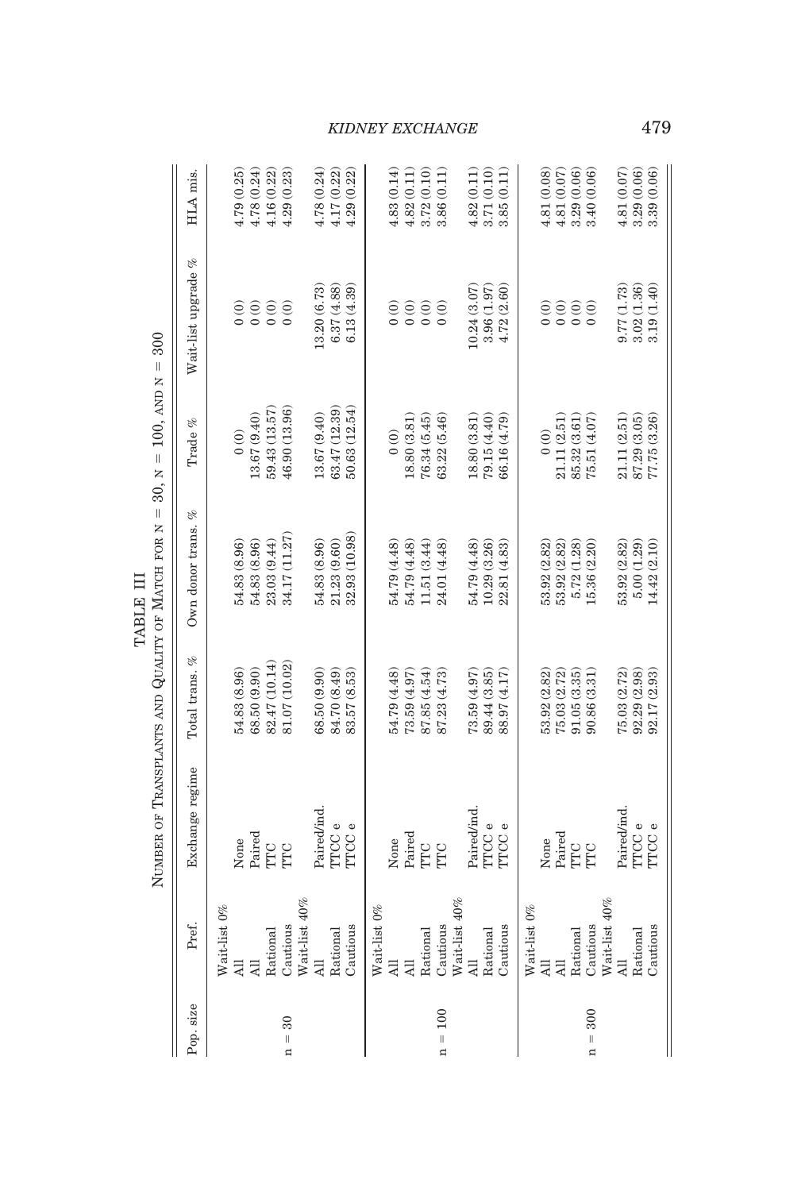TABLE III

NUMBER OF TRANSPLANTS AND QUALITY OF MATCH FOR N = 30, N = 100, AND N = 300

| Pop. size | Pref. | Exchange regime | Total trans. % | Own donor trans. % | Trade % | Wait-list upgrade % | HLA mis. |
|---|---|---|---|---|---|---|---|
| n = 30 | Wait-list 0% | | | | | | |
| | All | None | 54.83 (8.96) | 54.83 (8.96) | 0 (0) | 0 (0) | 4.79 (0.25) |
| | All | Paired | 68.50 (9.90) | 54.83 (8.96) | 13.67 (9.40) | 0 (0) | 4.78 (0.24) |
| | Rational | TTC | 82.47 (10.14) | 23.03 (9.44) | 59.43 (13.57) | 0 (0) | 4.16 (0.22) |
| | Cautious | TTC | 81.07 (10.02) | 34.17 (11.27) | 46.90 (13.96) | 0 (0) | 4.29 (0.23) |
| | Wait-list 40% | | | | | | |
| | All | Paired/ind. | 68.50 (9.90) | 54.83 (8.96) | 13.67 (9.40) | 13.20 (6.73) | 4.78 (0.24) |
| | Rational | TTCC e | 84.70 (8.49) | 21.23 (9.60) | 63.47 (12.39) | 6.37 (4.88) | 4.17 (0.22) |
| | Cautious | TTCC e | 83.57 (8.53) | 32.93 (10.98) | 50.63 (12.54) | 6.13 (4.39) | 4.29 (0.22) |
| n = 100 | Wait-list 0% | | | | | | |
| | All | None | 54.79 (4.48) | 54.79 (4.48) | 0 (0) | 0 (0) | 4.83 (0.14) |
| | All | Paired | 73.59 (4.97) | 54.79 (4.48) | 18.80 (3.81) | 0 (0) | 4.82 (0.11) |
| | Rational | TTC | 87.85 (4.54) | 11.51 (3.44) | 76.34 (5.45) | 0 (0) | 3.72 (0.10) |
| | Cautious | TTC | 87.23 (4.73) | 24.01 (4.48) | 63.22 (5.46) | 0 (0) | 3.86 (0.11) |
| | Wait-list 40% | | | | | | |
| | All | Paired/ind. | 73.59 (4.97) | 54.79 (4.48) | 18.80 (3.81) | 10.24 (3.07) | 4.82 (0.11) |
| | Rational | TTCC e | 89.44 (3.85) | 10.29 (3.26) | 79.15 (4.40) | 3.96 (1.97) | 3.71 (0.10) |
| | Cautious | TTCC e | 88.97 (4.17) | 22.81 (4.83) | 66.16 (4.79) | 4.72 (2.60) | 3.85 (0.11) |
| n = 300 | Wait-list 0% | | | | | | |
| | All | None | 53.92 (2.82) | 53.92 (2.82) | 0 (0) | 0 (0) | 4.81 (0.08) |
| | All | Paired | 75.03 (2.72) | 53.92 (2.82) | 21.11 (2.51) | 0 (0) | 4.81 (0.07) |
| | Rational | TTC | 91.05 (3.35) | 5.72 (1.28) | 85.32 (3.61) | 0 (0) | 3.29 (0.06) |
| | Cautious | TTC | 90.86 (3.31) | 15.36 (2.20) | 75.51 (4.07) | 0 (0) | 3.40 (0.06) |
| | Wait-list 40% | | | | | | |
| | All | Paired/ind. | 75.03 (2.72) | 53.92 (2.82) | 21.11 (2.51) | 9.77 (1.73) | 4.81 (0.07) |
| | Rational | TTCC e | 92.29 (2.98) | 5.00 (1.29) | 87.29 (3.05) | 3.02 (1.36) | 3.29 (0.06) |
| | Cautious | TTCC e | 92.17 (2.93) | 14.42 (2.10) | 77.75 (3.26) | 3.19 (1.40) | 3.39 (0.06) |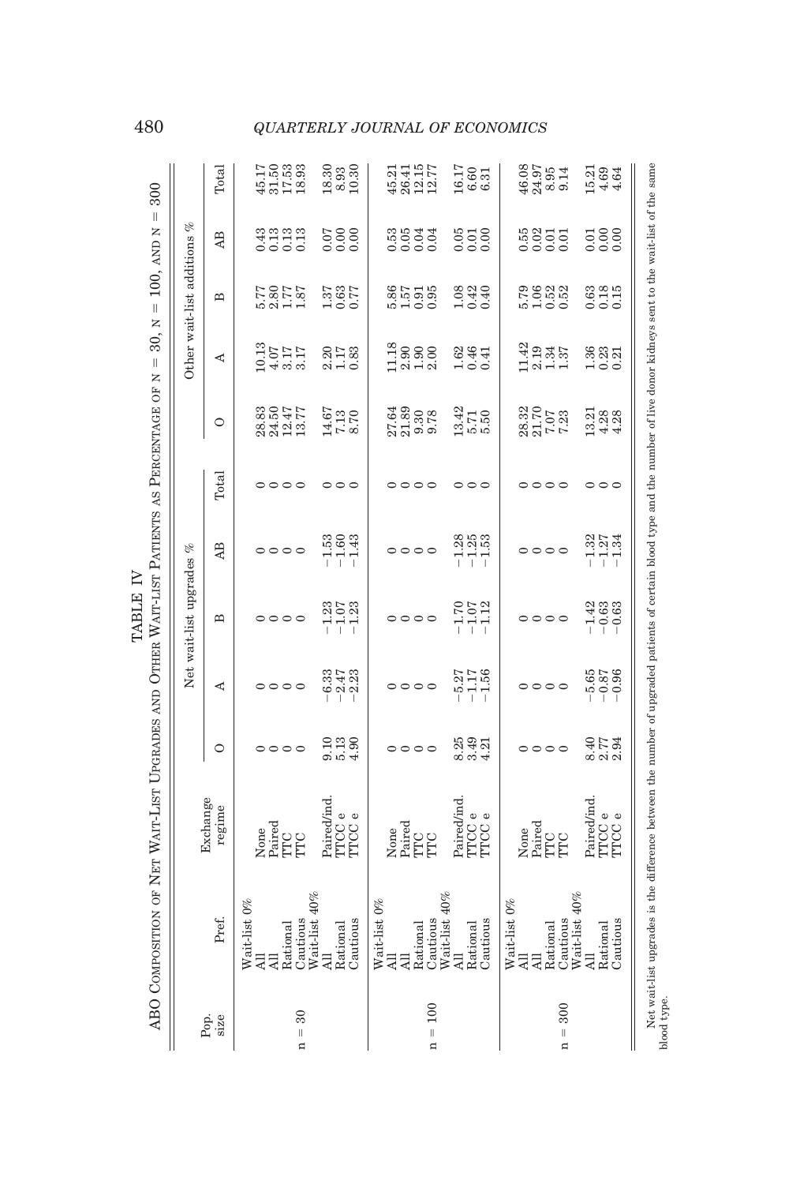TABLE IV

ABO COMPOSITION OF NET WAIT-LIST UPGRADES AND OTHER WAIT-LIST PATIENTS AS PERCENTAGE OF N = 30, N = 100, AND N = 300

| Pop. size | Pref. | Exchange regime | Net wait-list upgrades % | | | | | Other wait-list additions % | | | | |
|---|---|---|---|---|---|---|---|---|---|---|---|---|
| | | | O | A | B | AB | Total | O | A | B | AB | Total |
| n = 30 | Wait-list 0% | | | | | | | | | | | |
| | All | None | 0 | 0 | 0 | 0 | 0 | 28.83 | 10.13 | 5.77 | 0.43 | 45.17 |
| | All | Paired | 0 | 0 | 0 | 0 | 0 | 24.50 | 4.07 | 2.80 | 0.13 | 31.50 |
| | Rational | TTC | 0 | 0 | 0 | 0 | 0 | 12.47 | 3.17 | 1.77 | 0.13 | 17.53 |
| | Cautious | TTC | 0 | 0 | 0 | 0 | 0 | 13.77 | 3.17 | 1.87 | 0.13 | 18.93 |
| | Wait-list 40% | | | | | | | | | | | |
| | All | Paired/ind. | 9.10 | −6.33 | −1.23 | −1.53 | 0 | 14.67 | 2.20 | 1.37 | 0.07 | 18.30 |
| | Rational | TTCC e | 5.13 | −2.47 | −1.07 | −1.60 | 0 | 7.13 | 1.17 | 0.63 | 0.00 | 8.93 |
| | Cautious | TTCC e | 4.90 | −2.23 | −1.23 | −1.43 | 0 | 8.70 | 0.83 | 0.77 | 0.00 | 10.30 |
| n = 100 | Wait-list 0% | | | | | | | | | | | |
| | All | None | 0 | 0 | 0 | 0 | 0 | 27.64 | 11.18 | 5.86 | 0.53 | 45.21 |
| | All | Paired | 0 | 0 | 0 | 0 | 0 | 21.89 | 2.90 | 1.57 | 0.05 | 26.41 |
| | Rational | TTC | 0 | 0 | 0 | 0 | 0 | 9.30 | 1.90 | 0.91 | 0.04 | 12.15 |
| | Cautious | TTC | 0 | 0 | 0 | 0 | 0 | 9.78 | 2.00 | 0.95 | 0.04 | 12.77 |
| | Wait-list 40% | | | | | | | | | | | |
| | All | Paired/ind. | 8.25 | −5.27 | −1.70 | −1.28 | 0 | 13.42 | 1.62 | 1.08 | 0.05 | 16.17 |
| | Rational | TTCC e | 3.49 | −1.17 | −1.07 | −1.25 | 0 | 5.71 | 0.46 | 0.42 | 0.01 | 6.60 |
| | Cautious | TTCC e | 4.21 | −1.56 | −1.12 | −1.53 | 0 | 5.50 | 0.41 | 0.40 | 0.00 | 6.31 |
| n = 300 | Wait-list 0% | | | | | | | | | | | |
| | All | None | 0 | 0 | 0 | 0 | 0 | 28.32 | 11.42 | 5.79 | 0.55 | 46.08 |
| | All | Paired | 0 | 0 | 0 | 0 | 0 | 21.70 | 2.19 | 1.06 | 0.02 | 24.97 |
| | Rational | TTC | 0 | 0 | 0 | 0 | 0 | 7.07 | 1.34 | 0.52 | 0.01 | 8.95 |
| | Cautious | TTC | 0 | 0 | 0 | 0 | 0 | 7.23 | 1.37 | 0.52 | 0.01 | 9.14 |
| | Wait-list 40% | | | | | | | | | | | |
| | All | Paired/ind. | 8.40 | −5.65 | −1.42 | −1.32 | 0 | 13.21 | 1.36 | 0.63 | 0.01 | 15.21 |
| | Rational | TTCC e | 2.77 | −0.87 | −0.63 | −1.27 | 0 | 4.28 | 0.23 | 0.18 | 0.00 | 4.69 |
| | Cautious | TTCC e | 2.94 | −0.96 | −0.63 | −1.34 | 0 | 4.28 | 0.21 | 0.15 | 0.00 | 4.64 |

Net wait-list upgrades is the difference between the number of upgraded patients of certain blood type and the number of live donor kidneys sent to the wait-list of the same blood type.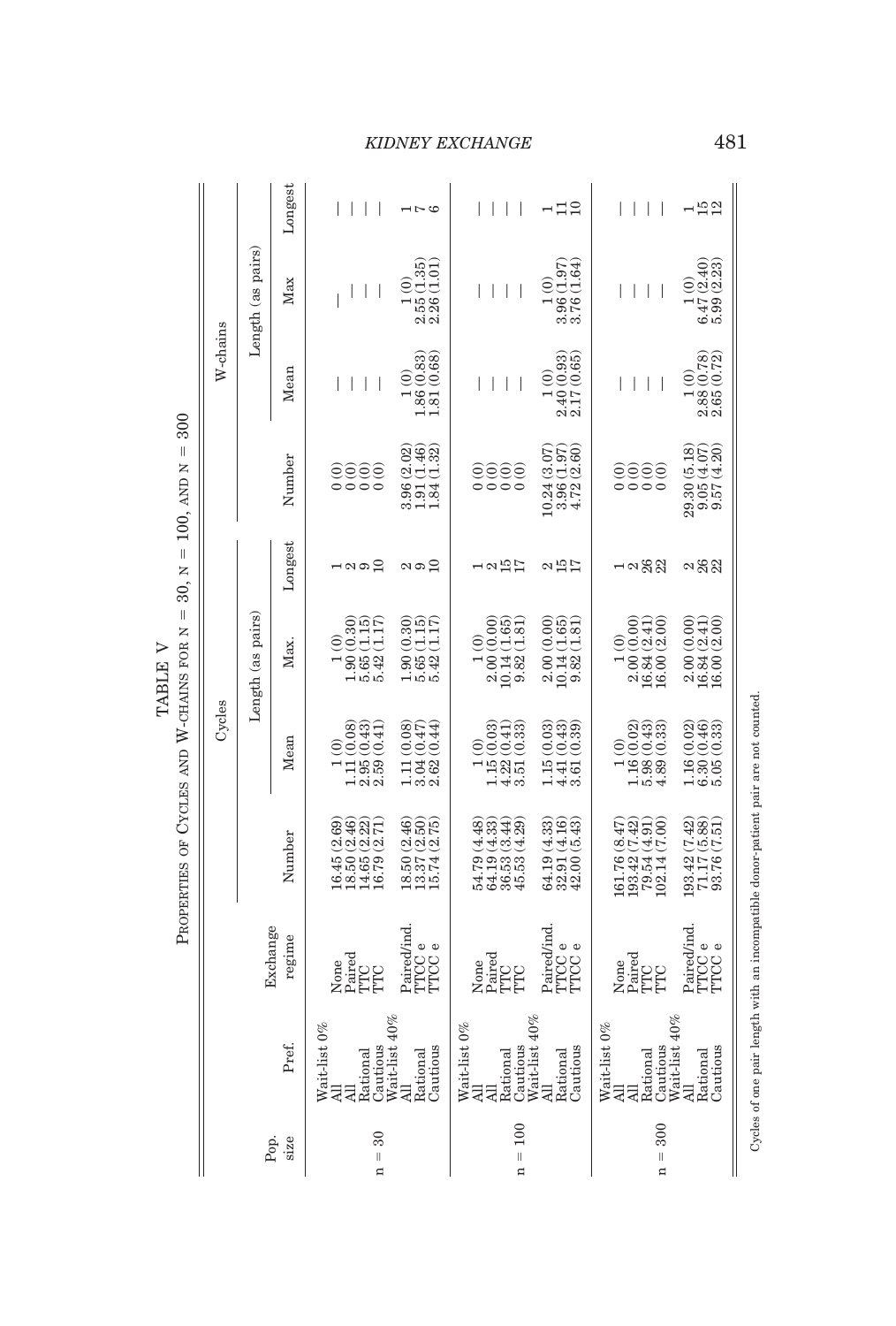TABLE V

PROPERTIES OF CYCLES AND W-CHAINS FOR N = 30, N = 100, AND N = 300

| Pop. size | Pref. | Exchange regime | Cycles | | | | W-chains | | | |
|---|---|---|---|---|---|---|---|---|---|---|
| | | | Number | Length (as pairs) | | | Number | Length (as pairs) | | |
| | | | | Mean | Max. | Longest | | Mean | Max | Longest |
| n = 30 | Wait-list 0% | | | | | | | | | |
| | All | None | 16.45 (2.69) | 1 (0) | 1 (0) | 1 | 0 (0) | — | — | — |
| | All | Paired | 18.50 (2.46) | 1.11 (0.08) | 1.90 (0.30) | 2 | 0 (0) | — | — | — |
| | Rational | TTC | 14.65 (2.22) | 2.95 (0.43) | 5.65 (1.15) | 9 | 0 (0) | — | — | — |
| | Cautious | TTC | 16.79 (2.71) | 2.59 (0.41) | 5.42 (1.17) | 10 | 0 (0) | — | — | — |
| | Wait-list 40% | | | | | | | | | |
| | All | Paired/ind. | 18.50 (2.46) | 1.11 (0.08) | 1.90 (0.30) | 2 | 3.96 (2.02) | 1 (0) | 1 (0) | 1 |
| | Rational | TTCC e | 13.37 (2.50) | 3.04 (0.47) | 5.65 (1.15) | 9 | 1.91 (1.46) | 1.86 (0.83) | 2.55 (1.35) | 7 |
| | Cautious | TTCC e | 15.74 (2.75) | 2.62 (0.44) | 5.42 (1.17) | 10 | 1.84 (1.32) | 1.81 (0.68) | 2.26 (1.01) | 6 |
| n = 100 | Wait-list 0% | | | | | | | | | |
| | All | None | 54.79 (4.48) | 1 (0) | 1 (0) | 1 | 0 (0) | — | — | — |
| | All | Paired | 64.19 (4.33) | 1.15 (0.03) | 2.00 (0.00) | 2 | 0 (0) | — | — | — |
| | Rational | TTC | 36.53 (3.44) | 4.22 (0.41) | 10.14 (1.65) | 15 | 0 (0) | — | — | — |
| | Cautious | TTC | 45.53 (4.29) | 3.51 (0.33) | 9.82 (1.81) | 17 | 0 (0) | — | — | — |
| | Wait-list 40% | | | | | | | | | |
| | All | Paired/ind. | 64.19 (4.33) | 1.15 (0.03) | 2.00 (0.00) | 2 | 10.24 (3.07) | 1 (0) | 1 (0) | 1 |
| | Rational | TTCC e | 32.91 (4.16) | 4.41 (0.43) | 10.14 (1.65) | 15 | 3.96 (1.97) | 2.40 (0.93) | 3.96 (1.97) | 11 |
| | Cautious | TTCC e | 42.00 (5.43) | 3.61 (0.39) | 9.82 (1.81) | 17 | 4.72 (2.60) | 2.17 (0.65) | 3.76 (1.64) | 10 |
| n = 300 | Wait-list 0% | | | | | | | | | |
| | All | None | 161.76 (8.47) | 1 (0) | 1 (0) | 1 | 0 (0) | — | — | — |
| | All | Paired | 193.42 (7.42) | 1.16 (0.02) | 2.00 (0.00) | 2 | 0 (0) | — | — | — |
| | Rational | TTC | 79.54 (4.91) | 5.98 (0.43) | 16.84 (2.41) | 26 | 0 (0) | — | — | — |
| | Cautious | TTC | 102.14 (7.00) | 4.89 (0.33) | 16.00 (2.00) | 22 | 0 (0) | — | — | — |
| | Wait-list 40% | | | | | | | | | |
| | All | Paired/ind. | 193.42 (7.42) | 1.16 (0.02) | 2.00 (0.00) | 2 | 29.30 (5.18) | 1 (0) | 1 (0) | 1 |
| | Rational | TTCC e | 71.17 (5.88) | 6.30 (0.46) | 16.84 (2.41) | 26 | 9.05 (4.07) | 2.88 (0.78) | 6.47 (2.40) | 15 |
| | Cautious | TTCC e | 93.76 (7.51) | 5.05 (0.33) | 16.00 (2.00) | 22 | 9.57 (4.20) | 2.65 (0.72) | 5.99 (2.23) | 12 |

Cycles of one pair length with an incompatible donor-patient pair are not counted.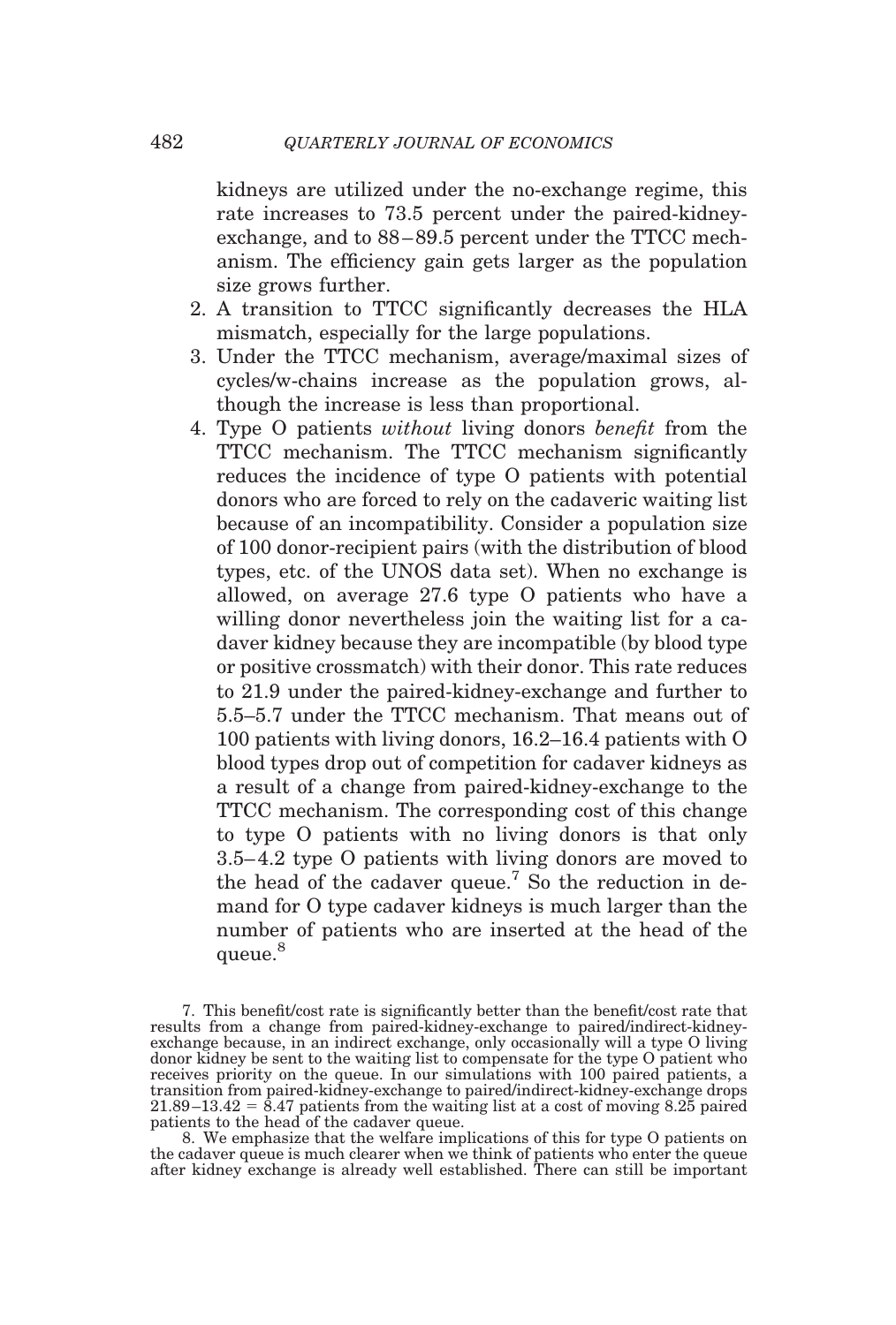kidneys are utilized under the no-exchange regime, this rate increases to 73.5 percent under the paired-kidney-exchange, and to 88–89.5 percent under the TTCC mechanism. The efficiency gain gets larger as the population size grows further.

2. A transition to TTCC significantly decreases the HLA mismatch, especially for the large populations.
3. Under the TTCC mechanism, average/maximal sizes of cycles/w-chains increase as the population grows, although the increase is less than proportional.
4. Type O patients *without* living donors *benefit* from the TTCC mechanism. The TTCC mechanism significantly reduces the incidence of type O patients with potential donors who are forced to rely on the cadaveric waiting list because of an incompatibility. Consider a population size of 100 donor-recipient pairs (with the distribution of blood types, etc. of the UNOS data set). When no exchange is allowed, on average 27.6 type O patients who have a willing donor nevertheless join the waiting list for a cadaver kidney because they are incompatible (by blood type or positive crossmatch) with their donor. This rate reduces to 21.9 under the paired-kidney-exchange and further to 5.5–5.7 under the TTCC mechanism. That means out of 100 patients with living donors, 16.2–16.4 patients with O blood types drop out of competition for cadaver kidneys as a result of a change from paired-kidney-exchange to the TTCC mechanism. The corresponding cost of this change to type O patients with no living donors is that only 3.5–4.2 type O patients with living donors are moved to the head of the cadaver queue.[7] So the reduction in demand for O type cadaver kidneys is much larger than the number of patients who are inserted at the head of the queue.[8]

7. This benefit/cost rate is significantly better than the benefit/cost rate that results from a change from paired-kidney-exchange to paired/indirect-kidney-exchange because, in an indirect exchange, only occasionally will a type O living donor kidney be sent to the waiting list to compensate for the type O patient who receives priority on the queue. In our simulations with 100 paired patients, a transition from paired-kidney-exchange to paired/indirect-kidney-exchange drops 21.89–13.42 = 8.47 patients from the waiting list at a cost of moving 8.25 paired patients to the head of the cadaver queue.

8. We emphasize that the welfare implications of this for type O patients on the cadaver queue is much clearer when we think of patients who enter the queue after kidney exchange is already well established. There can still be important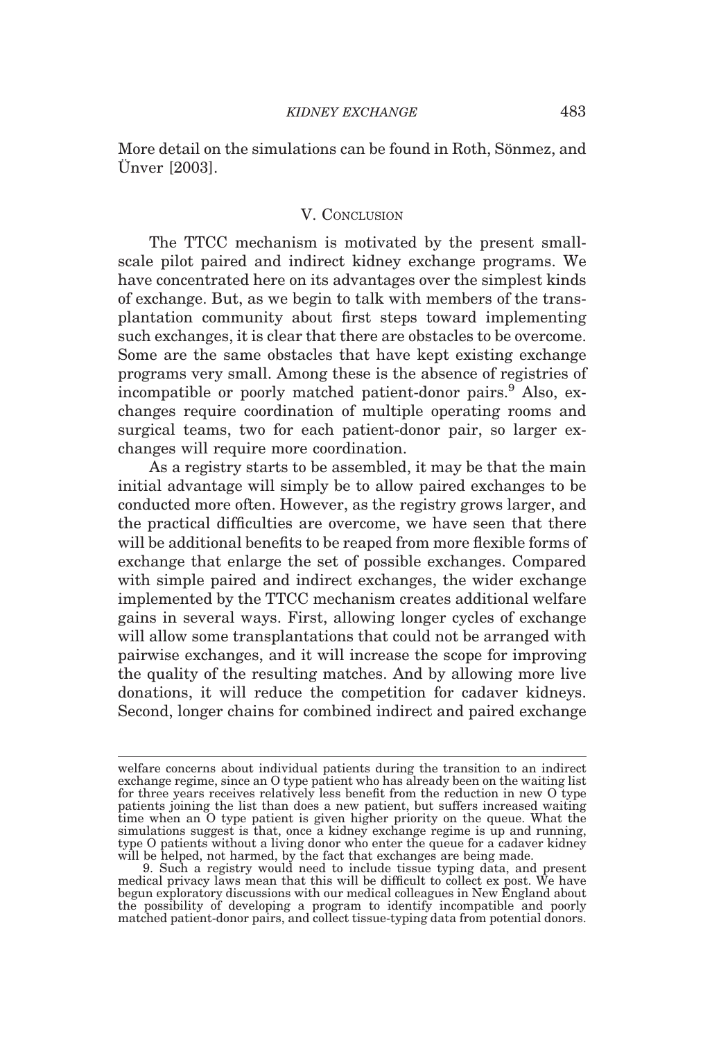More detail on the simulations can be found in Roth, Sönmez, and Ünver [2003].

## V. Conclusion

The TTCC mechanism is motivated by the present small-scale pilot paired and indirect kidney exchange programs. We have concentrated here on its advantages over the simplest kinds of exchange. But, as we begin to talk with members of the transplantation community about first steps toward implementing such exchanges, it is clear that there are obstacles to be overcome. Some are the same obstacles that have kept existing exchange programs very small. Among these is the absence of registries of incompatible or poorly matched patient-donor pairs.[9] Also, exchanges require coordination of multiple operating rooms and surgical teams, two for each patient-donor pair, so larger exchanges will require more coordination.

As a registry starts to be assembled, it may be that the main initial advantage will simply be to allow paired exchanges to be conducted more often. However, as the registry grows larger, and the practical difficulties are overcome, we have seen that there will be additional benefits to be reaped from more flexible forms of exchange that enlarge the set of possible exchanges. Compared with simple paired and indirect exchanges, the wider exchange implemented by the TTCC mechanism creates additional welfare gains in several ways. First, allowing longer cycles of exchange will allow some transplantations that could not be arranged with pairwise exchanges, and it will increase the scope for improving the quality of the resulting matches. And by allowing more live donations, it will reduce the competition for cadaver kidneys. Second, longer chains for combined indirect and paired exchange

---

welfare concerns about individual patients during the transition to an indirect exchange regime, since an O type patient who has already been on the waiting list for three years receives relatively less benefit from the reduction in new O type patients joining the list than does a new patient, but suffers increased waiting time when an O type patient is given higher priority on the queue. What the simulations suggest is that, once a kidney exchange regime is up and running, type O patients without a living donor who enter the queue for a cadaver kidney will be helped, not harmed, by the fact that exchanges are being made.

9. Such a registry would need to include tissue typing data, and present medical privacy laws mean that this will be difficult to collect ex post. We have begun exploratory discussions with our medical colleagues in New England about the possibility of developing a program to identify incompatible and poorly matched patient-donor pairs, and collect tissue-typing data from potential donors.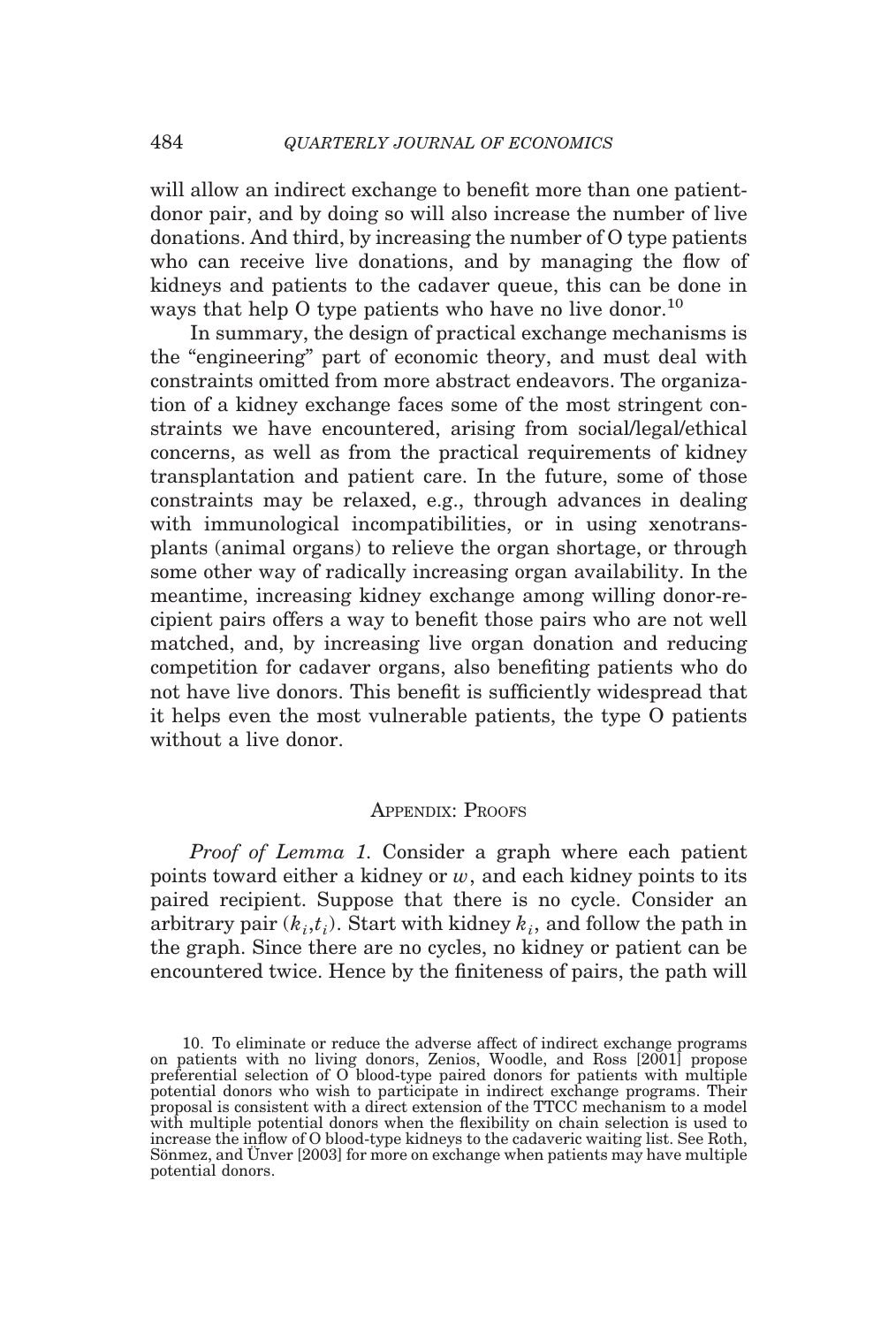will allow an indirect exchange to benefit more than one patient-donor pair, and by doing so will also increase the number of live donations. And third, by increasing the number of O type patients who can receive live donations, and by managing the flow of kidneys and patients to the cadaver queue, this can be done in ways that help O type patients who have no live donor.[10]

In summary, the design of practical exchange mechanisms is the "engineering" part of economic theory, and must deal with constraints omitted from more abstract endeavors. The organization of a kidney exchange faces some of the most stringent constraints we have encountered, arising from social/legal/ethical concerns, as well as from the practical requirements of kidney transplantation and patient care. In the future, some of those constraints may be relaxed, e.g., through advances in dealing with immunological incompatibilities, or in using xenotransplants (animal organs) to relieve the organ shortage, or through some other way of radically increasing organ availability. In the meantime, increasing kidney exchange among willing donor-recipient pairs offers a way to benefit those pairs who are not well matched, and, by increasing live organ donation and reducing competition for cadaver organs, also benefiting patients who do not have live donors. This benefit is sufficiently widespread that it helps even the most vulnerable patients, the type O patients without a live donor.

## Appendix: Proofs

*Proof of Lemma 1.* Consider a graph where each patient points toward either a kidney or $w$, and each kidney points to its paired recipient. Suppose that there is no cycle. Consider an arbitrary pair $(k_i, t_i)$. Start with kidney $k_i$, and follow the path in the graph. Since there are no cycles, no kidney or patient can be encountered twice. Hence by the finiteness of pairs, the path will

10. To eliminate or reduce the adverse affect of indirect exchange programs on patients with no living donors, Zenios, Woodle, and Ross [2001] propose preferential selection of O blood-type paired donors for patients with multiple potential donors who wish to participate in indirect exchange programs. Their proposal is consistent with a direct extension of the TTCC mechanism to a model with multiple potential donors when the flexibility on chain selection is used to increase the inflow of O blood-type kidneys to the cadaveric waiting list. See Roth, Sönmez, and Ünver [2003] for more on exchange when patients may have multiple potential donors.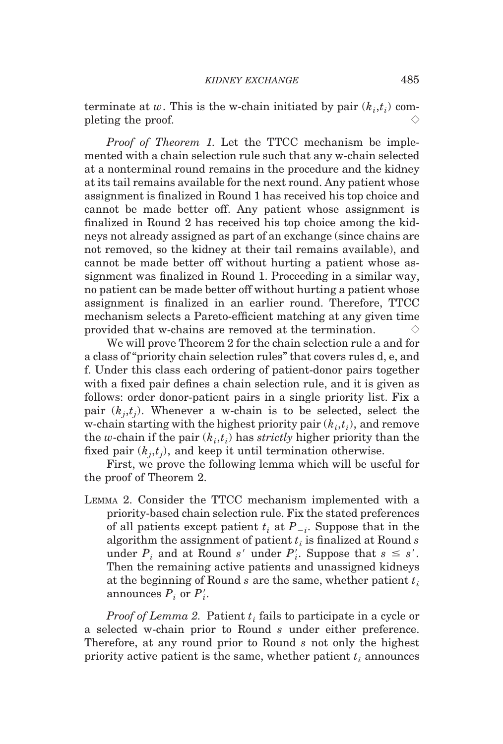terminate at $w$. This is the w-chain initiated by pair $(k_i,t_i)$ completing the proof. $\diamond$

*Proof of Theorem 1.* Let the TTCC mechanism be implemented with a chain selection rule such that any w-chain selected at a nonterminal round remains in the procedure and the kidney at its tail remains available for the next round. Any patient whose assignment is finalized in Round 1 has received his top choice and cannot be made better off. Any patient whose assignment is finalized in Round 2 has received his top choice among the kidneys not already assigned as part of an exchange (since chains are not removed, so the kidney at their tail remains available), and cannot be made better off without hurting a patient whose assignment was finalized in Round 1. Proceeding in a similar way, no patient can be made better off without hurting a patient whose assignment is finalized in an earlier round. Therefore, TTCC mechanism selects a Pareto-efficient matching at any given time provided that w-chains are removed at the termination. $\diamond$

We will prove Theorem 2 for the chain selection rule a and for a class of "priority chain selection rules" that covers rules d, e, and f. Under this class each ordering of patient-donor pairs together with a fixed pair defines a chain selection rule, and it is given as follows: order donor-patient pairs in a single priority list. Fix a pair $(k_j,t_j)$. Whenever a w-chain is to be selected, select the w-chain starting with the highest priority pair $(k_i,t_i)$, and remove the $w$-chain if the pair $(k_i,t_i)$ has *strictly* higher priority than the fixed pair $(k_j,t_j)$, and keep it until termination otherwise.

First, we prove the following lemma which will be useful for the proof of Theorem 2.

LEMMA 2. Consider the TTCC mechanism implemented with a priority-based chain selection rule. Fix the stated preferences of all patients except patient $t_i$ at $P_{-i}$. Suppose that in the algorithm the assignment of patient $t_i$ is finalized at Round $s$ under $P_i$ and at Round $s'$ under $P_i'$. Suppose that $s \leq s'$. Then the remaining active patients and unassigned kidneys at the beginning of Round $s$ are the same, whether patient $t_i$ announces $P_i$ or $P_i'$.

*Proof of Lemma 2.* Patient $t_i$ fails to participate in a cycle or a selected w-chain prior to Round $s$ under either preference. Therefore, at any round prior to Round $s$ not only the highest priority active patient is the same, whether patient $t_i$ announces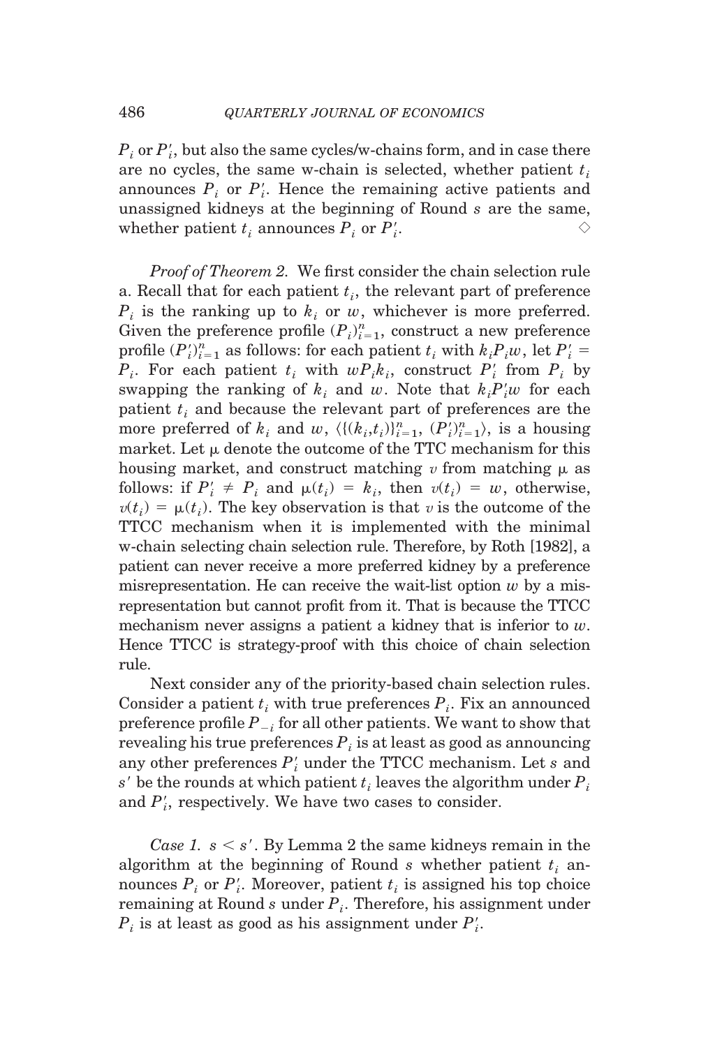$P_i$ or $P_i'$, but also the same cycles/w-chains form, and in case there are no cycles, the same w-chain is selected, whether patient $t_i$ announces $P_i$ or $P_i'$. Hence the remaining active patients and unassigned kidneys at the beginning of Round $s$ are the same, whether patient $t_i$ announces $P_i$ or $P_i'$. ◇

*Proof of Theorem 2.* We first consider the chain selection rule a. Recall that for each patient $t_i$, the relevant part of preference $P_i$ is the ranking up to $k_i$ or $w$, whichever is more preferred. Given the preference profile $(P_i)_{i=1}^n$, construct a new preference profile $(P_i')_{i=1}^n$ as follows: for each patient $t_i$ with $k_i P_i w$, let $P_i' = P_i$. For each patient $t_i$ with $w P_i k_i$, construct $P_i'$ from $P_i$ by swapping the ranking of $k_i$ and $w$. Note that $k_i P_i' w$ for each patient $t_i$ and because the relevant part of preferences are the more preferred of $k_i$ and $w$, $\langle\{(k_i,t_i)\}_{i=1}^n, (P_i')_{i=1}^n\rangle$, is a housing market. Let $\mu$ denote the outcome of the TTC mechanism for this housing market, and construct matching $v$ from matching $\mu$ as follows: if $P_i' \neq P_i$ and $\mu(t_i) = k_i$, then $v(t_i) = w$, otherwise, $v(t_i) = \mu(t_i)$. The key observation is that $v$ is the outcome of the TTCC mechanism when it is implemented with the minimal w-chain selecting chain selection rule. Therefore, by Roth [1982], a patient can never receive a more preferred kidney by a preference misrepresentation. He can receive the wait-list option $w$ by a misrepresentation but cannot profit from it. That is because the TTCC mechanism never assigns a patient a kidney that is inferior to $w$. Hence TTCC is strategy-proof with this choice of chain selection rule.

Next consider any of the priority-based chain selection rules. Consider a patient $t_i$ with true preferences $P_i$. Fix an announced preference profile $P_{-i}$ for all other patients. We want to show that revealing his true preferences $P_i$ is at least as good as announcing any other preferences $P_i'$ under the TTCC mechanism. Let $s$ and $s'$ be the rounds at which patient $t_i$ leaves the algorithm under $P_i$ and $P_i'$, respectively. We have two cases to consider.

*Case 1.* $s < s'$. By Lemma 2 the same kidneys remain in the algorithm at the beginning of Round $s$ whether patient $t_i$ announces $P_i$ or $P_i'$. Moreover, patient $t_i$ is assigned his top choice remaining at Round $s$ under $P_i$. Therefore, his assignment under $P_i$ is at least as good as his assignment under $P_i'$.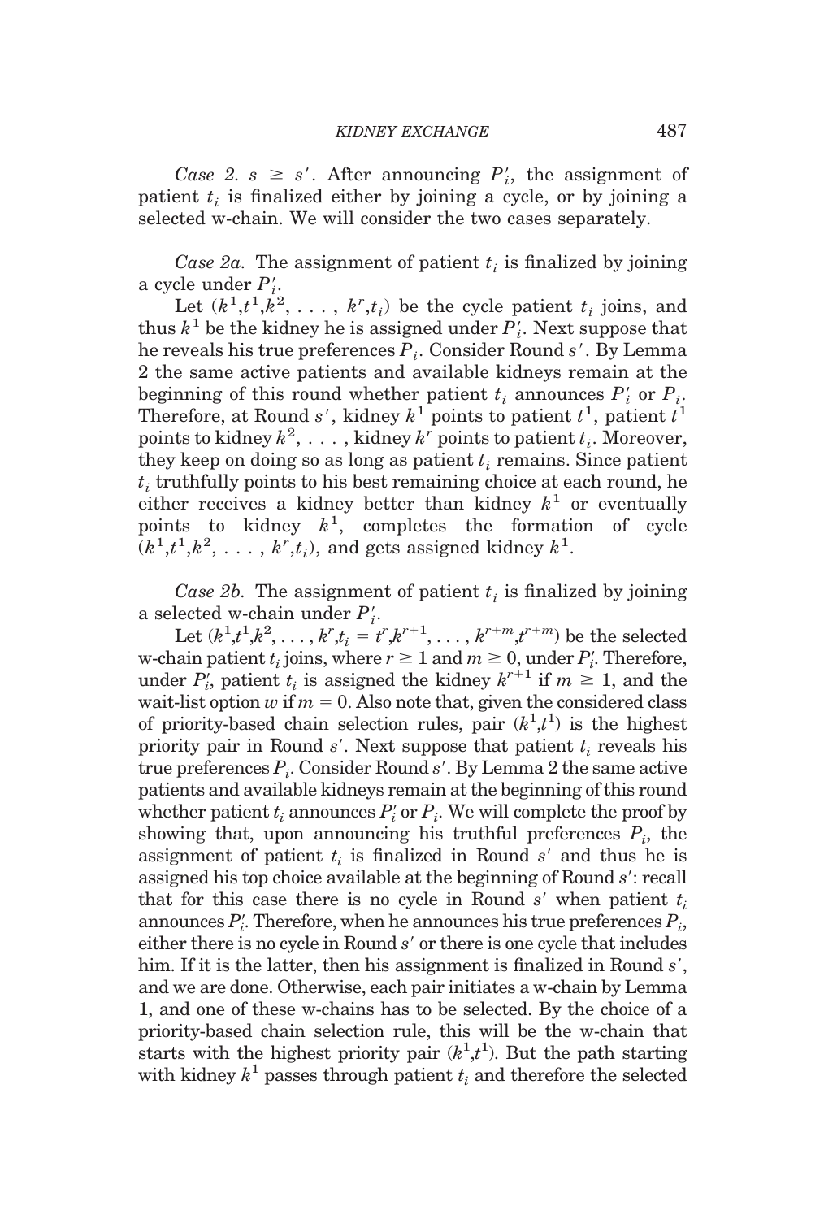*Case 2.* $s \geq s'$. After announcing $P_i'$, the assignment of patient $t_i$ is finalized either by joining a cycle, or by joining a selected w-chain. We will consider the two cases separately.

*Case 2a.* The assignment of patient $t_i$ is finalized by joining a cycle under $P_i'$.

Let $(k^1,t^1,k^2, \ldots, k^r,t_i)$ be the cycle patient $t_i$ joins, and thus $k^1$ be the kidney he is assigned under $P_i'$. Next suppose that he reveals his true preferences $P_i$. Consider Round $s'$. By Lemma 2 the same active patients and available kidneys remain at the beginning of this round whether patient $t_i$ announces $P_i'$ or $P_i$. Therefore, at Round $s'$, kidney $k^1$ points to patient $t^1$, patient $t^1$ points to kidney $k^2$, ..., kidney $k^r$ points to patient $t_i$. Moreover, they keep on doing so as long as patient $t_i$ remains. Since patient $t_i$ truthfully points to his best remaining choice at each round, he either receives a kidney better than kidney $k^1$ or eventually points to kidney $k^1$, completes the formation of cycle $(k^1,t^1,k^2, \ldots, k^r,t_i)$, and gets assigned kidney $k^1$.

*Case 2b.* The assignment of patient $t_i$ is finalized by joining a selected w-chain under $P_i'$.

Let $(k^1,t^1,k^2, \ldots, k^r,t_i = t^r,k^{r+1}, \ldots, k^{r+m},t^{r+m})$ be the selected w-chain patient $t_i$ joins, where $r \geq 1$ and $m \geq 0$, under $P_i'$. Therefore, under $P_i'$, patient $t_i$ is assigned the kidney $k^{r+1}$ if $m \geq 1$, and the wait-list option $w$ if $m = 0$. Also note that, given the considered class of priority-based chain selection rules, pair $(k^1,t^1)$ is the highest priority pair in Round $s'$. Next suppose that patient $t_i$ reveals his true preferences $P_i$. Consider Round $s'$. By Lemma 2 the same active patients and available kidneys remain at the beginning of this round whether patient $t_i$ announces $P_i'$ or $P_i$. We will complete the proof by showing that, upon announcing his truthful preferences $P_i$, the assignment of patient $t_i$ is finalized in Round $s'$ and thus he is assigned his top choice available at the beginning of Round $s'$: recall that for this case there is no cycle in Round $s'$ when patient $t_i$ announces $P_i'$. Therefore, when he announces his true preferences $P_i$, either there is no cycle in Round $s'$ or there is one cycle that includes him. If it is the latter, then his assignment is finalized in Round $s'$, and we are done. Otherwise, each pair initiates a w-chain by Lemma 1, and one of these w-chains has to be selected. By the choice of a priority-based chain selection rule, this will be the w-chain that starts with the highest priority pair $(k^1,t^1)$. But the path starting with kidney $k^1$ passes through patient $t_i$ and therefore the selected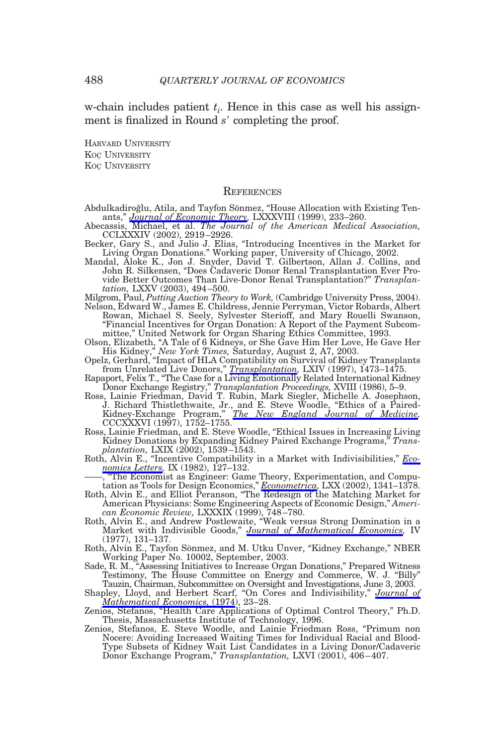w-chain includes patient $t_i$. Hence in this case as well his assignment is finalized in Round $s'$ completing the proof.

HARVARD UNIVERSITY
KOÇ UNIVERSITY
KOÇ UNIVERSITY

## REFERENCES

Abdulkadiroğlu, Atila, and Tayfon Sönmez, "House Allocation with Existing Tenants," *Journal of Economic Theory,* LXXXVIII (1999), 233–260.

Abecassis, Michael, et al. *The Journal of the American Medical Association,* CCLXXXIV (2002), 2919–2926.

Becker, Gary S., and Julio J. Elias, "Introducing Incentives in the Market for Living Organ Donations." Working paper, University of Chicago, 2002.

Mandal, Aloke K., Jon J. Snyder, David T. Gilbertson, Allan J. Collins, and John R. Silkensen, "Does Cadaveric Donor Renal Transplantation Ever Provide Better Outcomes Than Live-Donor Renal Transplantation?" *Transplantation,* LXXV (2003), 494–500.

Milgrom, Paul, *Putting Auction Theory to Work,* (Cambridge University Press, 2004).

Nelson, Edward W., James E. Childress, Jennie Perryman, Victor Robards, Albert Rowan, Michael S. Seely, Sylvester Sterioff, and Mary Rouelli Swanson, "Financial Incentives for Organ Donation: A Report of the Payment Subcommittee," United Network for Organ Sharing Ethics Committee, 1993.

Olson, Elizabeth, "A Tale of 6 Kidneys, or She Gave Him Her Love, He Gave Her His Kidney," *New York Times,* Saturday, August 2, A7, 2003.

Opelz, Gerhard, "Impact of HLA Compatibility on Survival of Kidney Transplants from Unrelated Live Donors," *Transplantation,* LXIV (1997), 1473–1475.

Rapaport, Felix T., "The Case for a Living Emotionally Related International Kidney Donor Exchange Registry," *Transplantation Proceedings,* XVIII (1986), 5–9.

Ross, Lainie Friedman, David T. Rubin, Mark Siegler, Michelle A. Josephson, J. Richard Thistlethwaite, Jr., and E. Steve Woodle, "Ethics of a Paired-Kidney-Exchange Program," *The New England Journal of Medicine,* CCCXXXVI (1997), 1752–1755.

Ross, Lainie Friedman, and E. Steve Woodle, "Ethical Issues in Increasing Living Kidney Donations by Expanding Kidney Paired Exchange Programs," *Transplantation,* LXIX (2002), 1539–1543.

Roth, Alvin E., "Incentive Compatibility in a Market with Indivisibilities," *Economics Letters,* IX (1982), 127–132.

——, "The Economist as Engineer: Game Theory, Experimentation, and Computation as Tools for Design Economics," *Econometrica,* LXX (2002), 1341–1378.

Roth, Alvin E., and Elliot Peranson, "The Redesign of the Matching Market for American Physicians: Some Engineering Aspects of Economic Design," *American Economic Review,* LXXXIX (1999), 748–780.

Roth, Alvin E., and Andrew Postlewaite, "Weak versus Strong Domination in a Market with Indivisible Goods," *Journal of Mathematical Economics,* IV (1977), 131–137.

Roth, Alvin E., Tayfon Sönmez, and M. Utku Ünver, "Kidney Exchange," NBER Working Paper No. 10002, September, 2003.

Sade, R. M., "Assessing Initiatives to Increase Organ Donations," Prepared Witness Testimony, The House Committee on Energy and Commerce, W. J. "Billy" Tauzin, Chairman, Subcommittee on Oversight and Investigations, June 3, 2003.

Shapley, Lloyd, and Herbert Scarf, "On Cores and Indivisibility," *Journal of Mathematical Economics,* (1974), 23–28.

Zenios, Stefanos, "Health Care Applications of Optimal Control Theory," Ph.D. Thesis, Massachusetts Institute of Technology, 1996.

Zenios, Stefanos, E. Steve Woodle, and Lainie Friedman Ross, "Primum non Nocere: Avoiding Increased Waiting Times for Individual Racial and Blood-Type Subsets of Kidney Wait List Candidates in a Living Donor/Cadaveric Donor Exchange Program," *Transplantation,* LXVI (2001), 406–407.